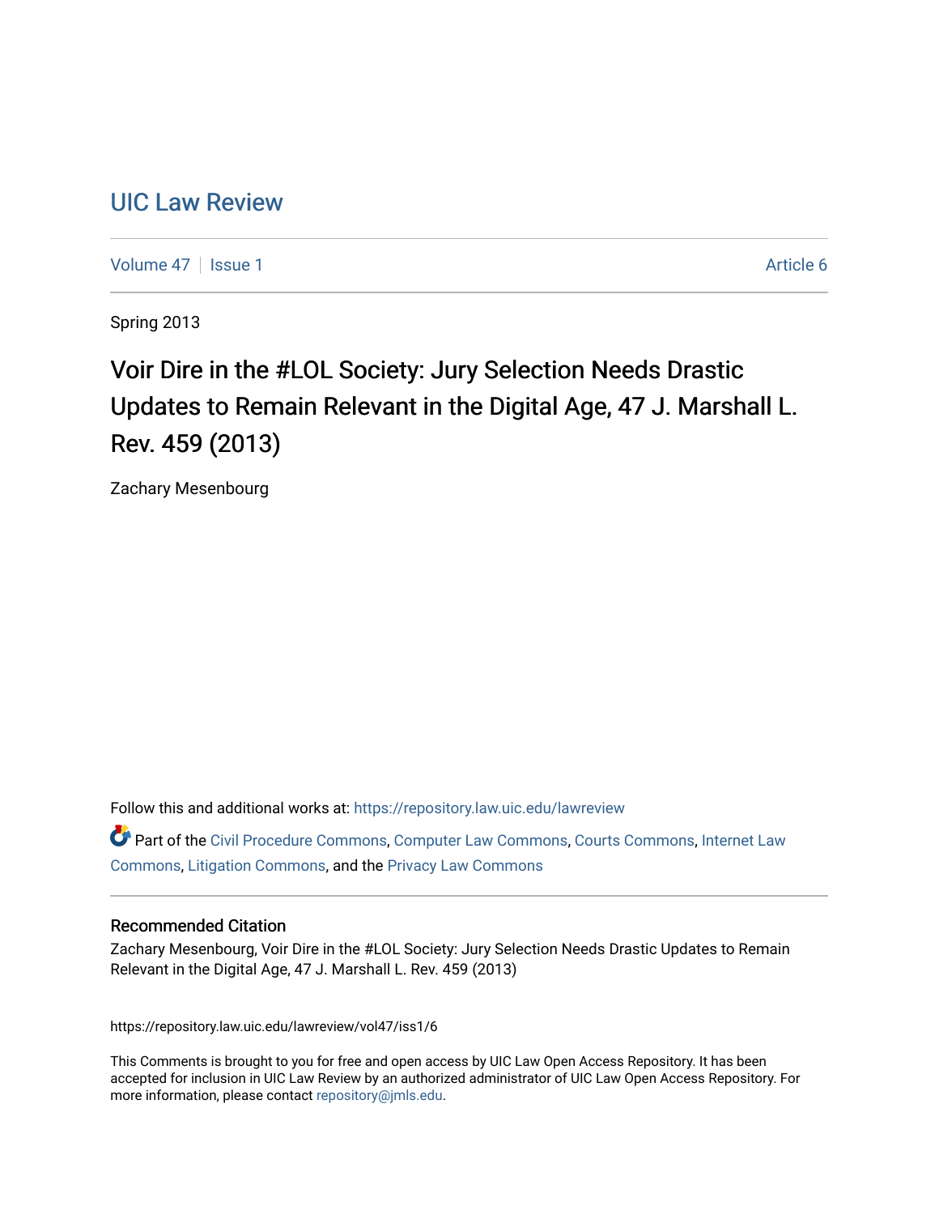# UIC Law Review

Volume 47 | Issue 1 | Article 6

Spring 2013

## Voir Dire in the #LOL Society: Jury Selection Needs Drastic Updates to Remain Relevant in the Digital Age, 47 J. Marshall L. Rev. 459 (2013)

Zachary Mesenbourg

Follow this and additional works at: https://repository.law.uic.edu/lawreview

Part of the Civil Procedure Commons, Computer Law Commons, Courts Commons, Internet Law Commons, Litigation Commons, and the Privacy Law Commons

### Recommended Citation

Zachary Mesenbourg, Voir Dire in the #LOL Society: Jury Selection Needs Drastic Updates to Remain Relevant in the Digital Age, 47 J. Marshall L. Rev. 459 (2013)

https://repository.law.uic.edu/lawreview/vol47/iss1/6

This Comments is brought to you for free and open access by UIC Law Open Access Repository. It has been accepted for inclusion in UIC Law Review by an authorized administrator of UIC Law Open Access Repository. For more information, please contact repository@jmls.edu.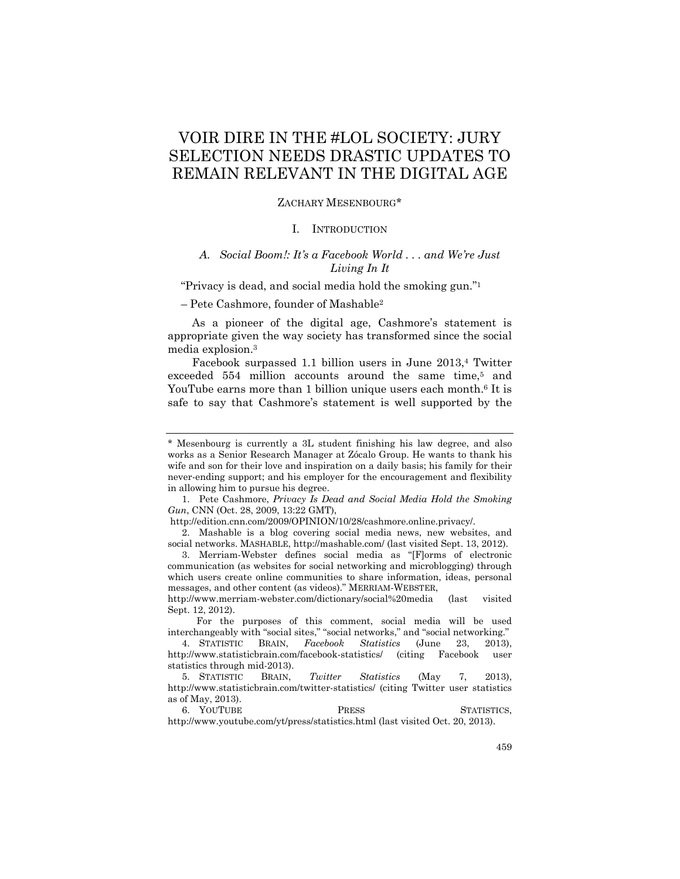# VOIR DIRE IN THE #LOL SOCIETY: JURY SELECTION NEEDS DRASTIC UPDATES TO REMAIN RELEVANT IN THE DIGITAL AGE

ZACHARY MESENBOURG*

## I. INTRODUCTION

### A. *Social Boom!: It's a Facebook World . . . and We're Just Living In It*

"Privacy is dead, and social media hold the smoking gun."[1]

– Pete Cashmore, founder of Mashable[2]

As a pioneer of the digital age, Cashmore's statement is appropriate given the way society has transformed since the social media explosion.[3]

Facebook surpassed 1.1 billion users in June 2013,[4] Twitter exceeded 554 million accounts around the same time,[5] and YouTube earns more than 1 billion unique users each month.[6] It is safe to say that Cashmore's statement is well supported by the

---

\* Mesenbourg is currently a 3L student finishing his law degree, and also works as a Senior Research Manager at Zócalo Group. He wants to thank his wife and son for their love and inspiration on a daily basis; his family for their never-ending support; and his employer for the encouragement and flexibility in allowing him to pursue his degree.

1. Pete Cashmore, *Privacy Is Dead and Social Media Hold the Smoking Gun*, CNN (Oct. 28, 2009, 13:22 GMT), http://edition.cnn.com/2009/OPINION/10/28/cashmore.online.privacy/.

2. Mashable is a blog covering social media news, new websites, and social networks. MASHABLE, http://mashable.com/ (last visited Sept. 13, 2012).

3. Merriam-Webster defines social media as "[F]orms of electronic communication (as websites for social networking and microblogging) through which users create online communities to share information, ideas, personal messages, and other content (as videos)." MERRIAM-WEBSTER, http://www.merriam-webster.com/dictionary/social%20media (last visited Sept. 12, 2012).

For the purposes of this comment, social media will be used interchangeably with "social sites," "social networks," and "social networking."

4. STATISTIC BRAIN, *Facebook Statistics* (June 23, 2013), http://www.statisticbrain.com/facebook-statistics/ (citing Facebook user statistics through mid-2013).

5. STATISTIC BRAIN, *Twitter Statistics* (May 7, 2013), http://www.statisticbrain.com/twitter-statistics/ (citing Twitter user statistics as of May, 2013).

6. YOUTUBE PRESS STATISTICS, http://www.youtube.com/yt/press/statistics.html (last visited Oct. 20, 2013).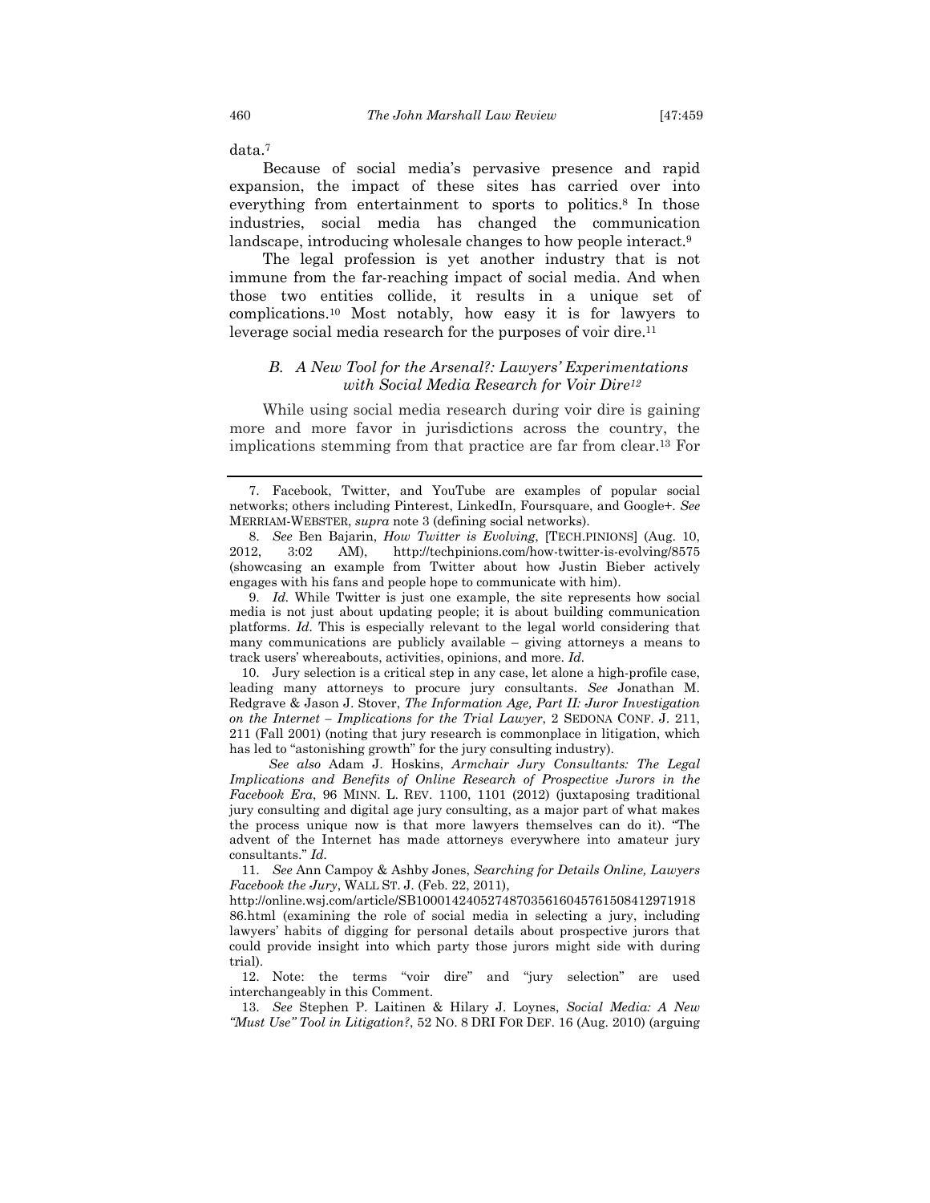data.[7]

Because of social media's pervasive presence and rapid expansion, the impact of these sites has carried over into everything from entertainment to sports to politics.[8] In those industries, social media has changed the communication landscape, introducing wholesale changes to how people interact.[9]

The legal profession is yet another industry that is not immune from the far-reaching impact of social media. And when those two entities collide, it results in a unique set of complications.[10] Most notably, how easy it is for lawyers to leverage social media research for the purposes of voir dire.[11]

### *B. A New Tool for the Arsenal?: Lawyers' Experimentations with Social Media Research for Voir Dire[12]*

While using social media research during voir dire is gaining more and more favor in jurisdictions across the country, the implications stemming from that practice are far from clear.[13] For

---

7. Facebook, Twitter, and YouTube are examples of popular social networks; others including Pinterest, LinkedIn, Foursquare, and Google+. *See* MERRIAM-WEBSTER, *supra* note 3 (defining social networks).

8. *See* Ben Bajarin, *How Twitter is Evolving*, [TECH.PINIONS] (Aug. 10, 2012, 3:02 AM), http://techpinions.com/how-twitter-is-evolving/8575 (showcasing an example from Twitter about how Justin Bieber actively engages with his fans and people hope to communicate with him).

9. *Id.* While Twitter is just one example, the site represents how social media is not just about updating people; it is about building communication platforms. *Id.* This is especially relevant to the legal world considering that many communications are publicly available – giving attorneys a means to track users' whereabouts, activities, opinions, and more. *Id.*

10. Jury selection is a critical step in any case, let alone a high-profile case, leading many attorneys to procure jury consultants. *See* Jonathan M. Redgrave & Jason J. Stover, *The Information Age, Part II: Juror Investigation on the Internet – Implications for the Trial Lawyer*, 2 SEDONA CONF. J. 211, 211 (Fall 2001) (noting that jury research is commonplace in litigation, which has led to "astonishing growth" for the jury consulting industry).

*See also* Adam J. Hoskins, *Armchair Jury Consultants: The Legal Implications and Benefits of Online Research of Prospective Jurors in the Facebook Era*, 96 MINN. L. REV. 1100, 1101 (2012) (juxtaposing traditional jury consulting and digital age jury consulting, as a major part of what makes the process unique now is that more lawyers themselves can do it). "The advent of the Internet has made attorneys everywhere into amateur jury consultants." *Id.*

11. *See* Ann Campoy & Ashby Jones, *Searching for Details Online, Lawyers Facebook the Jury*, WALL ST. J. (Feb. 22, 2011), http://online.wsj.com/article/SB10001424052748703561604576150841297191886.html (examining the role of social media in selecting a jury, including lawyers' habits of digging for personal details about prospective jurors that could provide insight into which party those jurors might side with during trial).

12. Note: the terms "voir dire" and "jury selection" are used interchangeably in this Comment.

13. *See* Stephen P. Laitinen & Hilary J. Loynes, *Social Media: A New "Must Use" Tool in Litigation?*, 52 NO. 8 DRI FOR DEF. 16 (Aug. 2010) (arguing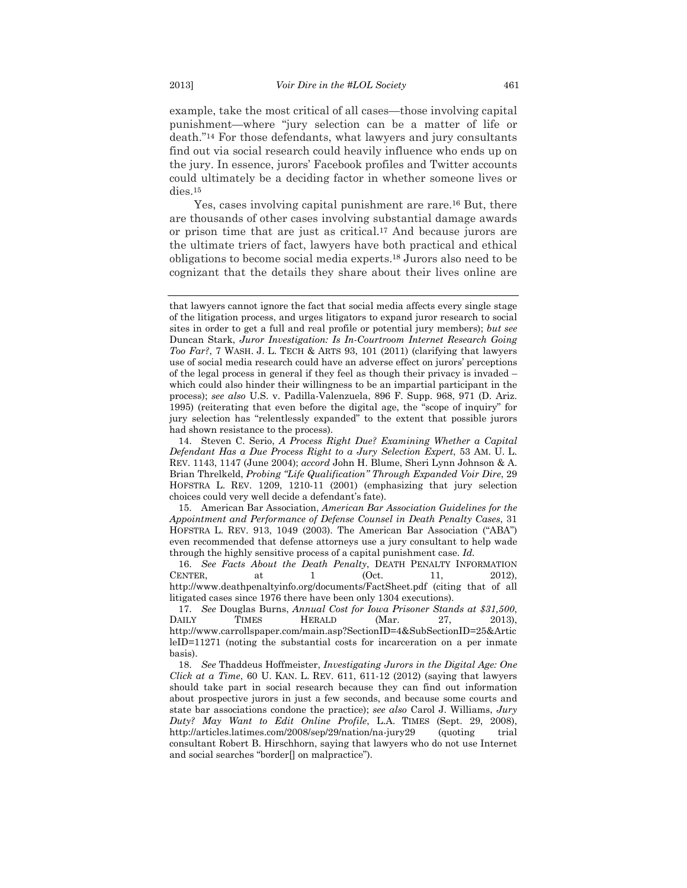example, take the most critical of all cases—those involving capital punishment—where "jury selection can be a matter of life or death."[14] For those defendants, what lawyers and jury consultants find out via social research could heavily influence who ends up on the jury. In essence, jurors' Facebook profiles and Twitter accounts could ultimately be a deciding factor in whether someone lives or dies.[15]

Yes, cases involving capital punishment are rare.[16] But, there are thousands of other cases involving substantial damage awards or prison time that are just as critical.[17] And because jurors are the ultimate triers of fact, lawyers have both practical and ethical obligations to become social media experts.[18] Jurors also need to be cognizant that the details they share about their lives online are

---

that lawyers cannot ignore the fact that social media affects every single stage of the litigation process, and urges litigators to expand juror research to social sites in order to get a full and real profile or potential jury members); *but see* Duncan Stark, *Juror Investigation: Is In-Courtroom Internet Research Going Too Far?*, 7 WASH. J. L. TECH & ARTS 93, 101 (2011) (clarifying that lawyers use of social media research could have an adverse effect on jurors' perceptions of the legal process in general if they feel as though their privacy is invaded – which could also hinder their willingness to be an impartial participant in the process); *see also* U.S. v. Padilla-Valenzuela, 896 F. Supp. 968, 971 (D. Ariz. 1995) (reiterating that even before the digital age, the "scope of inquiry" for jury selection has "relentlessly expanded" to the extent that possible jurors had shown resistance to the process).

14. Steven C. Serio, *A Process Right Due? Examining Whether a Capital Defendant Has a Due Process Right to a Jury Selection Expert*, 53 AM. U. L. REV. 1143, 1147 (June 2004); *accord* John H. Blume, Sheri Lynn Johnson & A. Brian Threlkeld, *Probing "Life Qualification" Through Expanded Voir Dire*, 29 HOFSTRA L. REV. 1209, 1210-11 (2001) (emphasizing that jury selection choices could very well decide a defendant's fate).

15. American Bar Association, *American Bar Association Guidelines for the Appointment and Performance of Defense Counsel in Death Penalty Cases*, 31 HOFSTRA L. REV. 913, 1049 (2003). The American Bar Association ("ABA") even recommended that defense attorneys use a jury consultant to help wade through the highly sensitive process of a capital punishment case. *Id.*

16. *See Facts About the Death Penalty*, DEATH PENALTY INFORMATION CENTER, at 1 (Oct. 11, 2012), http://www.deathpenaltyinfo.org/documents/FactSheet.pdf (citing that of all litigated cases since 1976 there have been only 1304 executions).

17. *See* Douglas Burns, *Annual Cost for Iowa Prisoner Stands at $31,500*, DAILY TIMES HERALD (Mar. 27, 2013), http://www.carrollspaper.com/main.asp?SectionID=4&SubSectionID=25&ArticleID=11271 (noting the substantial costs for incarceration on a per inmate basis).

18. *See* Thaddeus Hoffmeister, *Investigating Jurors in the Digital Age: One Click at a Time*, 60 U. KAN. L. REV. 611, 611-12 (2012) (saying that lawyers should take part in social research because they can find out information about prospective jurors in just a few seconds, and because some courts and state bar associations condone the practice); *see also* Carol J. Williams, *Jury Duty? May Want to Edit Online Profile*, L.A. TIMES (Sept. 29, 2008), http://articles.latimes.com/2008/sep/29/nation/na-jury29 (quoting trial consultant Robert B. Hirschhorn, saying that lawyers who do not use Internet and social searches "border[] on malpractice").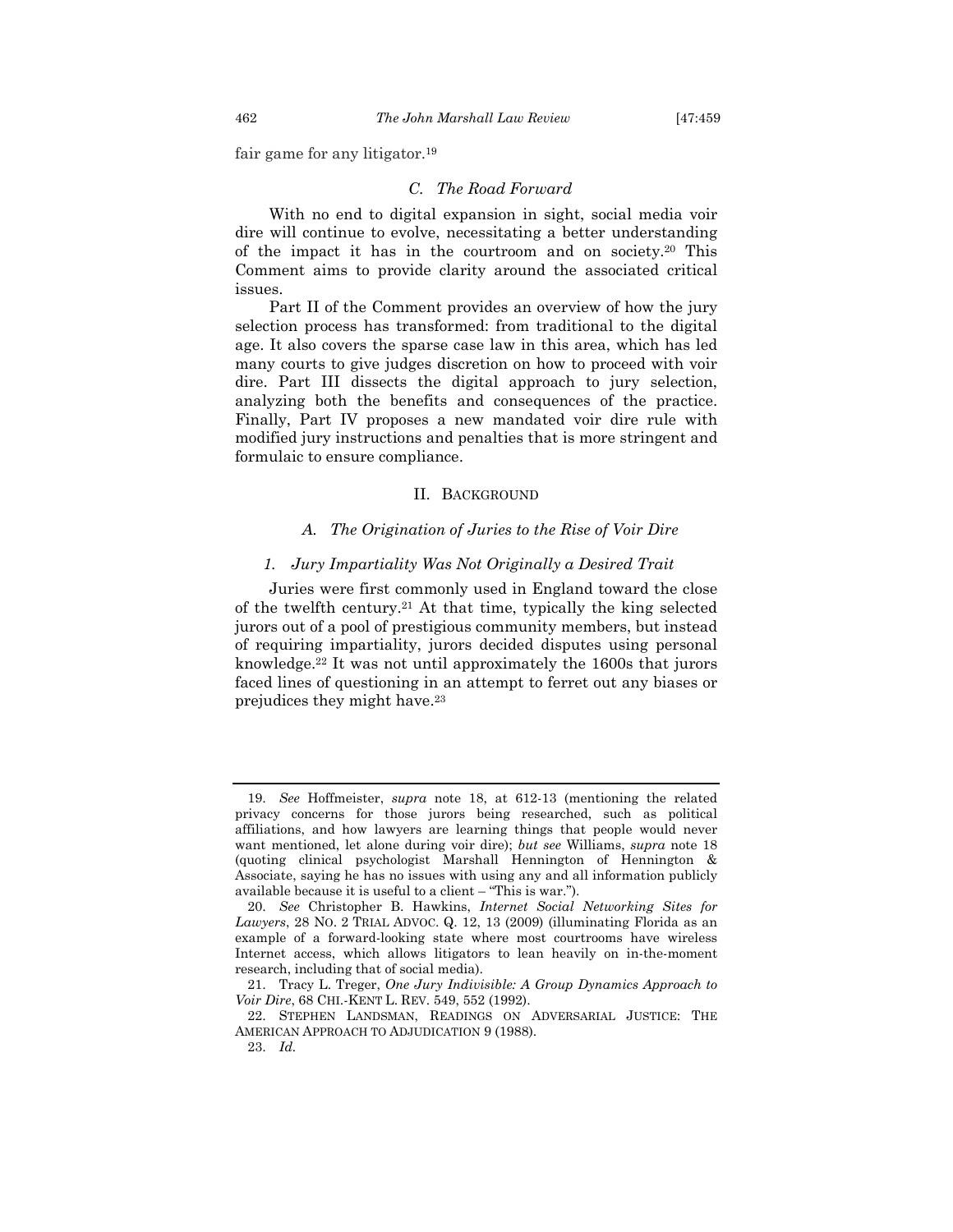fair game for any litigator.[19]

### *C. The Road Forward*

With no end to digital expansion in sight, social media voir dire will continue to evolve, necessitating a better understanding of the impact it has in the courtroom and on society.[20] This Comment aims to provide clarity around the associated critical issues.

Part II of the Comment provides an overview of how the jury selection process has transformed: from traditional to the digital age. It also covers the sparse case law in this area, which has led many courts to give judges discretion on how to proceed with voir dire. Part III dissects the digital approach to jury selection, analyzing both the benefits and consequences of the practice. Finally, Part IV proposes a new mandated voir dire rule with modified jury instructions and penalties that is more stringent and formulaic to ensure compliance.

## II. BACKGROUND

### *A. The Origination of Juries to the Rise of Voir Dire*

#### *1. Jury Impartiality Was Not Originally a Desired Trait*

Juries were first commonly used in England toward the close of the twelfth century.[21] At that time, typically the king selected jurors out of a pool of prestigious community members, but instead of requiring impartiality, jurors decided disputes using personal knowledge.[22] It was not until approximately the 1600s that jurors faced lines of questioning in an attempt to ferret out any biases or prejudices they might have.[23]

---

19. *See* Hoffmeister, *supra* note 18, at 612-13 (mentioning the related privacy concerns for those jurors being researched, such as political affiliations, and how lawyers are learning things that people would never want mentioned, let alone during voir dire); *but see* Williams, *supra* note 18 (quoting clinical psychologist Marshall Hennington of Hennington & Associate, saying he has no issues with using any and all information publicly available because it is useful to a client – "This is war.").

20. *See* Christopher B. Hawkins, *Internet Social Networking Sites for Lawyers*, 28 NO. 2 TRIAL ADVOC. Q. 12, 13 (2009) (illuminating Florida as an example of a forward-looking state where most courtrooms have wireless Internet access, which allows litigators to lean heavily on in-the-moment research, including that of social media).

21. Tracy L. Treger, *One Jury Indivisible: A Group Dynamics Approach to Voir Dire*, 68 CHI.-KENT L. REV. 549, 552 (1992).

22. STEPHEN LANDSMAN, READINGS ON ADVERSARIAL JUSTICE: THE AMERICAN APPROACH TO ADJUDICATION 9 (1988).

23. *Id.*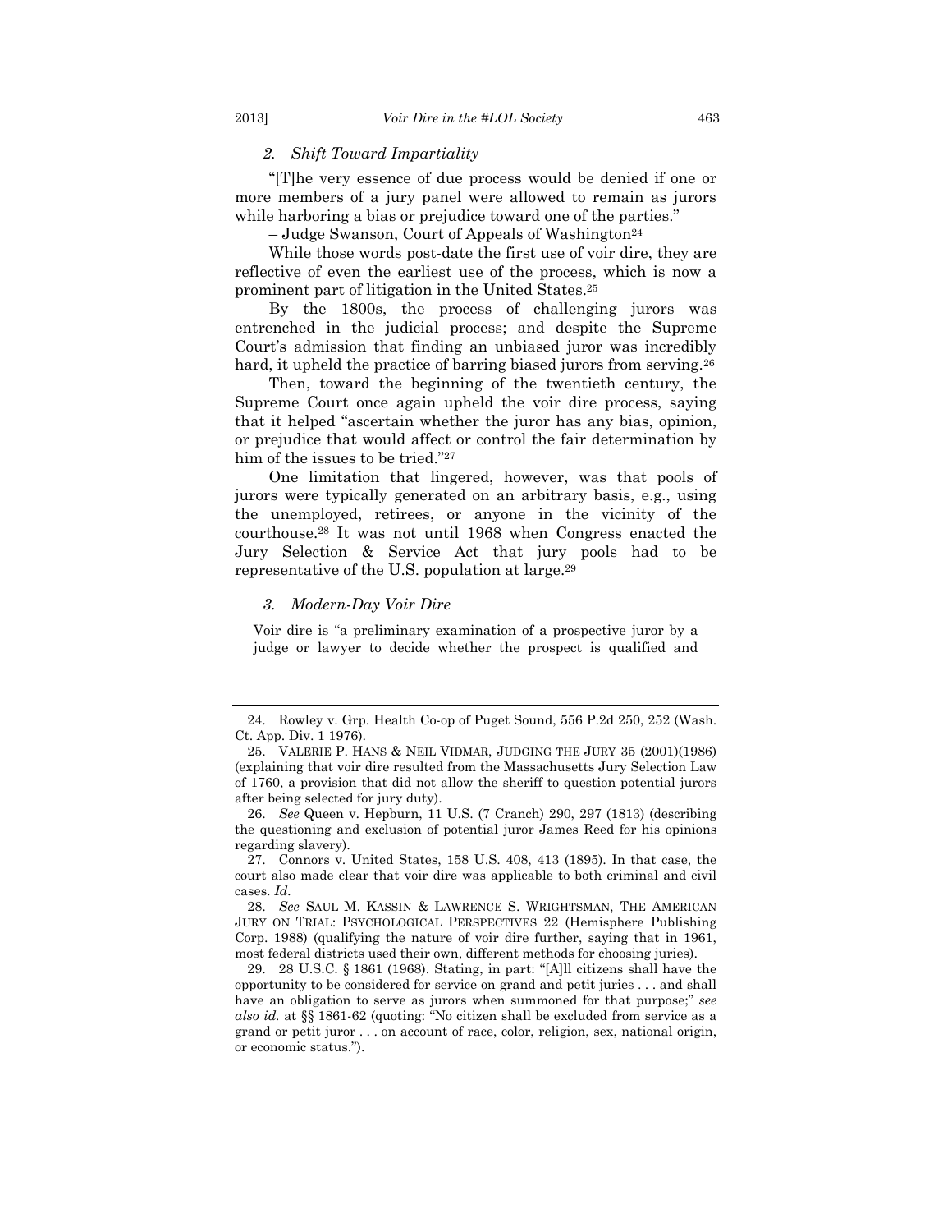### *2. Shift Toward Impartiality*

"[T]he very essence of due process would be denied if one or more members of a jury panel were allowed to remain as jurors while harboring a bias or prejudice toward one of the parties."

– Judge Swanson, Court of Appeals of Washington[24]

While those words post-date the first use of voir dire, they are reflective of even the earliest use of the process, which is now a prominent part of litigation in the United States.[25]

By the 1800s, the process of challenging jurors was entrenched in the judicial process; and despite the Supreme Court's admission that finding an unbiased juror was incredibly hard, it upheld the practice of barring biased jurors from serving.[26]

Then, toward the beginning of the twentieth century, the Supreme Court once again upheld the voir dire process, saying that it helped "ascertain whether the juror has any bias, opinion, or prejudice that would affect or control the fair determination by him of the issues to be tried."[27]

One limitation that lingered, however, was that pools of jurors were typically generated on an arbitrary basis, e.g., using the unemployed, retirees, or anyone in the vicinity of the courthouse.[28] It was not until 1968 when Congress enacted the Jury Selection & Service Act that jury pools had to be representative of the U.S. population at large.[29]

### *3. Modern-Day Voir Dire*

> Voir dire is "a preliminary examination of a prospective juror by a judge or lawyer to decide whether the prospect is qualified and

---

24. Rowley v. Grp. Health Co-op of Puget Sound, 556 P.2d 250, 252 (Wash. Ct. App. Div. 1 1976).

25. VALERIE P. HANS & NEIL VIDMAR, JUDGING THE JURY 35 (2001)(1986) (explaining that voir dire resulted from the Massachusetts Jury Selection Law of 1760, a provision that did not allow the sheriff to question potential jurors after being selected for jury duty).

26. *See* Queen v. Hepburn, 11 U.S. (7 Cranch) 290, 297 (1813) (describing the questioning and exclusion of potential juror James Reed for his opinions regarding slavery).

27. Connors v. United States, 158 U.S. 408, 413 (1895). In that case, the court also made clear that voir dire was applicable to both criminal and civil cases. *Id.*

28. *See* SAUL M. KASSIN & LAWRENCE S. WRIGHTSMAN, THE AMERICAN JURY ON TRIAL: PSYCHOLOGICAL PERSPECTIVES 22 (Hemisphere Publishing Corp. 1988) (qualifying the nature of voir dire further, saying that in 1961, most federal districts used their own, different methods for choosing juries).

29. 28 U.S.C. § 1861 (1968). Stating, in part: "[A]ll citizens shall have the opportunity to be considered for service on grand and petit juries . . . and shall have an obligation to serve as jurors when summoned for that purpose;" *see also id.* at §§ 1861-62 (quoting: "No citizen shall be excluded from service as a grand or petit juror . . . on account of race, color, religion, sex, national origin, or economic status.").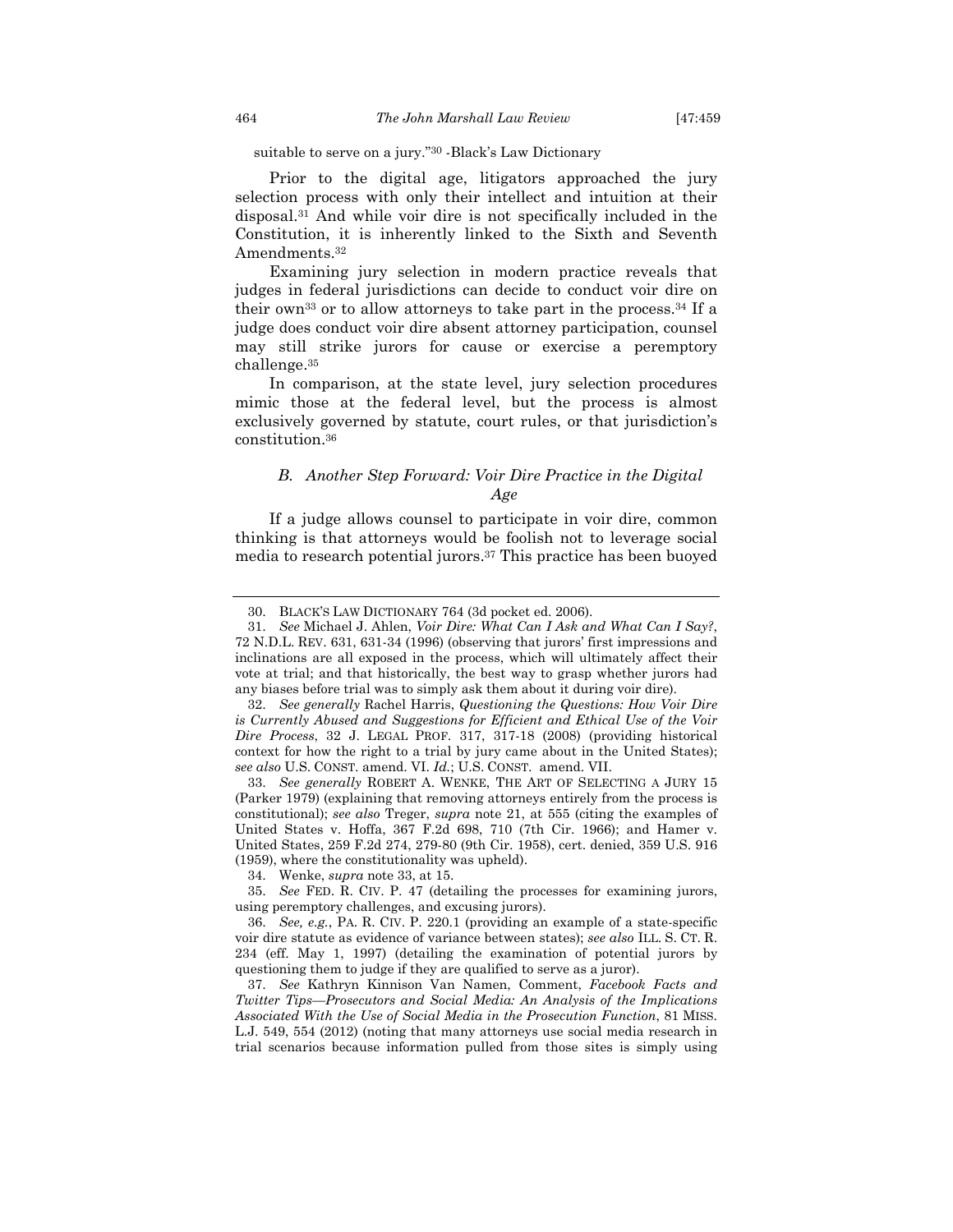suitable to serve on a jury."[30] -Black's Law Dictionary

Prior to the digital age, litigators approached the jury selection process with only their intellect and intuition at their disposal.[31] And while voir dire is not specifically included in the Constitution, it is inherently linked to the Sixth and Seventh Amendments.[32]

Examining jury selection in modern practice reveals that judges in federal jurisdictions can decide to conduct voir dire on their own[33] or to allow attorneys to take part in the process.[34] If a judge does conduct voir dire absent attorney participation, counsel may still strike jurors for cause or exercise a peremptory challenge.[35]

In comparison, at the state level, jury selection procedures mimic those at the federal level, but the process is almost exclusively governed by statute, court rules, or that jurisdiction's constitution.[36]

### *B. Another Step Forward: Voir Dire Practice in the Digital Age*

If a judge allows counsel to participate in voir dire, common thinking is that attorneys would be foolish not to leverage social media to research potential jurors.[37] This practice has been buoyed

---

30. BLACK'S LAW DICTIONARY 764 (3d pocket ed. 2006).

31. *See* Michael J. Ahlen, *Voir Dire: What Can I Ask and What Can I Say?*, 72 N.D.L. REV. 631, 631-34 (1996) (observing that jurors' first impressions and inclinations are all exposed in the process, which will ultimately affect their vote at trial; and that historically, the best way to grasp whether jurors had any biases before trial was to simply ask them about it during voir dire).

32. *See generally* Rachel Harris, *Questioning the Questions: How Voir Dire is Currently Abused and Suggestions for Efficient and Ethical Use of the Voir Dire Process*, 32 J. LEGAL PROF. 317, 317-18 (2008) (providing historical context for how the right to a trial by jury came about in the United States); *see also* U.S. CONST. amend. VI. *Id.*; U.S. CONST. amend. VII.

33. *See generally* ROBERT A. WENKE, THE ART OF SELECTING A JURY 15 (Parker 1979) (explaining that removing attorneys entirely from the process is constitutional); *see also* Treger, *supra* note 21, at 555 (citing the examples of United States v. Hoffa, 367 F.2d 698, 710 (7th Cir. 1966); and Hamer v. United States, 259 F.2d 274, 279-80 (9th Cir. 1958), cert. denied, 359 U.S. 916 (1959), where the constitutionality was upheld).

34. Wenke, *supra* note 33, at 15.

35. *See* FED. R. CIV. P. 47 (detailing the processes for examining jurors, using peremptory challenges, and excusing jurors).

36. *See, e.g.*, PA. R. CIV. P. 220.1 (providing an example of a state-specific voir dire statute as evidence of variance between states); *see also* ILL. S. CT. R. 234 (eff. May 1, 1997) (detailing the examination of potential jurors by questioning them to judge if they are qualified to serve as a juror).

37. *See* Kathryn Kinnison Van Namen, Comment, *Facebook Facts and Twitter Tips—Prosecutors and Social Media: An Analysis of the Implications Associated With the Use of Social Media in the Prosecution Function*, 81 MISS. L.J. 549, 554 (2012) (noting that many attorneys use social media research in trial scenarios because information pulled from those sites is simply using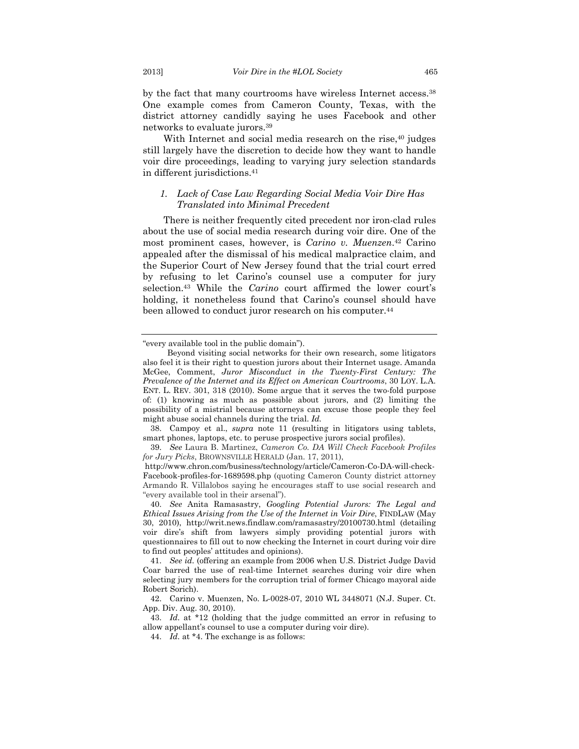by the fact that many courtrooms have wireless Internet access.[38] One example comes from Cameron County, Texas, with the district attorney candidly saying he uses Facebook and other networks to evaluate jurors.[39]

With Internet and social media research on the rise,[40] judges still largely have the discretion to decide how they want to handle voir dire proceedings, leading to varying jury selection standards in different jurisdictions.[41]

### *1. Lack of Case Law Regarding Social Media Voir Dire Has Translated into Minimal Precedent*

There is neither frequently cited precedent nor iron-clad rules about the use of social media research during voir dire. One of the most prominent cases, however, is *Carino v. Muenzen*.[42] Carino appealed after the dismissal of his medical malpractice claim, and the Superior Court of New Jersey found that the trial court erred by refusing to let Carino's counsel use a computer for jury selection.[43] While the *Carino* court affirmed the lower court's holding, it nonetheless found that Carino's counsel should have been allowed to conduct juror research on his computer.[44]

---

"every available tool in the public domain").

Beyond visiting social networks for their own research, some litigators also feel it is their right to question jurors about their Internet usage. Amanda McGee, Comment, *Juror Misconduct in the Twenty-First Century: The Prevalence of the Internet and its Effect on American Courtrooms*, 30 LOY. L.A. ENT. L. REV. 301, 318 (2010). Some argue that it serves the two-fold purpose of: (1) knowing as much as possible about jurors, and (2) limiting the possibility of a mistrial because attorneys can excuse those people they feel might abuse social channels during the trial. *Id.*

38. Campoy et al., *supra* note 11 (resulting in litigators using tablets, smart phones, laptops, etc. to peruse prospective jurors social profiles).

39. *See* Laura B. Martinez, *Cameron Co. DA Will Check Facebook Profiles for Jury Picks*, BROWNSVILLE HERALD (Jan. 17, 2011), http://www.chron.com/business/technology/article/Cameron-Co-DA-will-check-Facebook-profiles-for-1689598.php (quoting Cameron County district attorney Armando R. Villalobos saying he encourages staff to use social research and "every available tool in their arsenal").

40. *See* Anita Ramasastry, *Googling Potential Jurors: The Legal and Ethical Issues Arising from the Use of the Internet in Voir Dire*, FINDLAW (May 30, 2010), http://writ.news.findlaw.com/ramasastry/20100730.html (detailing voir dire's shift from lawyers simply providing potential jurors with questionnaires to fill out to now checking the Internet in court during voir dire to find out peoples' attitudes and opinions).

41. *See id.* (offering an example from 2006 when U.S. District Judge David Coar barred the use of real-time Internet searches during voir dire when selecting jury members for the corruption trial of former Chicago mayoral aide Robert Sorich).

42. Carino v. Muenzen, No. L-0028-07, 2010 WL 3448071 (N.J. Super. Ct. App. Div. Aug. 30, 2010).

43. *Id.* at *12 (holding that the judge committed an error in refusing to allow appellant's counsel to use a computer during voir dire).

44. *Id.* at *4. The exchange is as follows: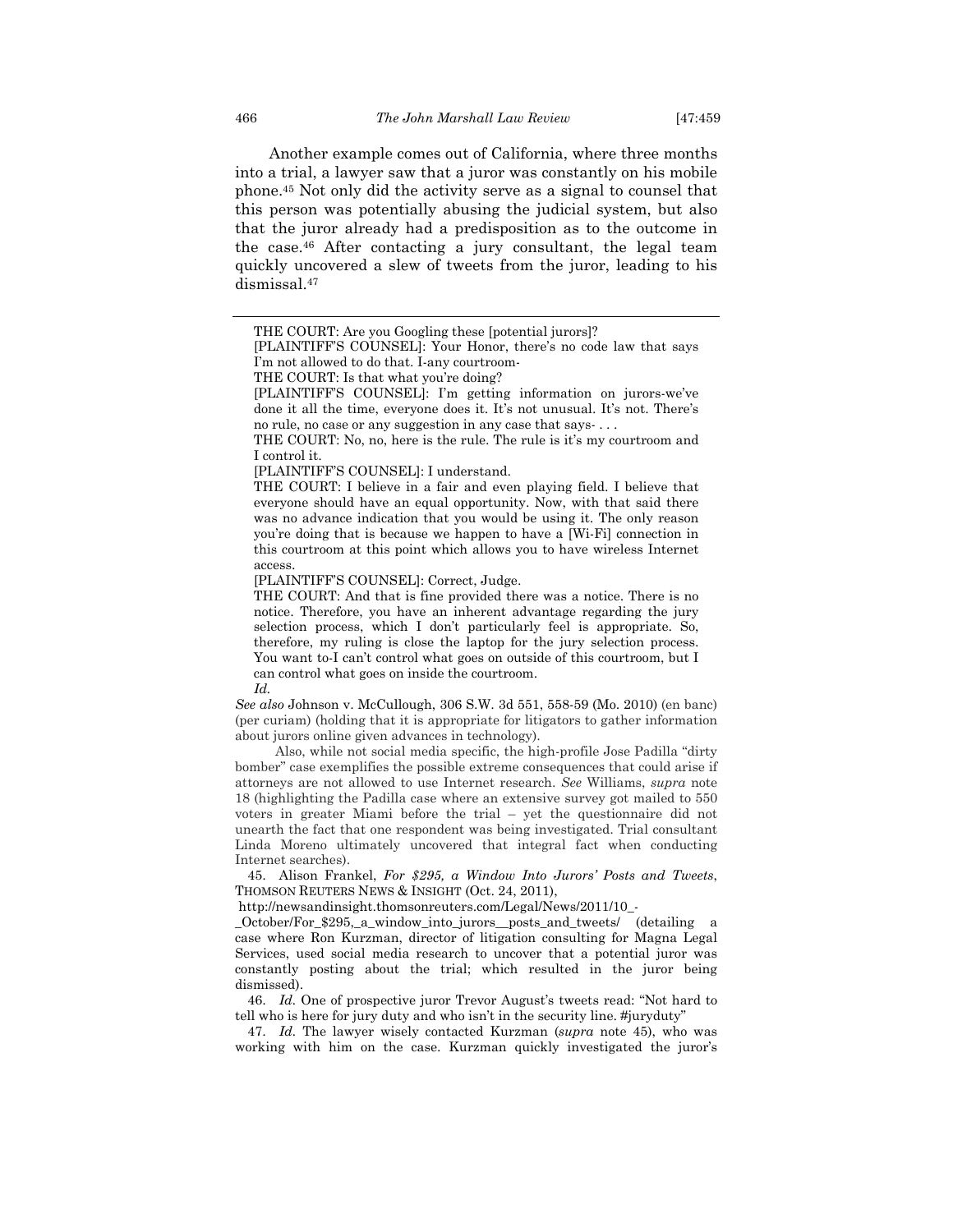Another example comes out of California, where three months into a trial, a lawyer saw that a juror was constantly on his mobile phone.[45] Not only did the activity serve as a signal to counsel that this person was potentially abusing the judicial system, but also that the juror already had a predisposition as to the outcome in the case.[46] After contacting a jury consultant, the legal team quickly uncovered a slew of tweets from the juror, leading to his dismissal.[47]

---

THE COURT: Are you Googling these [potential jurors]?

[PLAINTIFF'S COUNSEL]: Your Honor, there's no code law that says I'm not allowed to do that. I-any courtroom-

THE COURT: Is that what you're doing?

[PLAINTIFF'S COUNSEL]: I'm getting information on jurors-we've done it all the time, everyone does it. It's not unusual. It's not. There's no rule, no case or any suggestion in any case that says- . . .

THE COURT: No, no, here is the rule. The rule is it's my courtroom and I control it.

[PLAINTIFF'S COUNSEL]: I understand.

THE COURT: I believe in a fair and even playing field. I believe that everyone should have an equal opportunity. Now, with that said there was no advance indication that you would be using it. The only reason you're doing that is because we happen to have a [Wi-Fi] connection in this courtroom at this point which allows you to have wireless Internet access.

[PLAINTIFF'S COUNSEL]: Correct, Judge.

THE COURT: And that is fine provided there was a notice. There is no notice. Therefore, you have an inherent advantage regarding the jury selection process, which I don't particularly feel is appropriate. So, therefore, my ruling is close the laptop for the jury selection process. You want to-I can't control what goes on outside of this courtroom, but I can control what goes on inside the courtroom.

*Id.*

*See also* Johnson v. McCullough, 306 S.W. 3d 551, 558-59 (Mo. 2010) (en banc) (per curiam) (holding that it is appropriate for litigators to gather information about jurors online given advances in technology).

Also, while not social media specific, the high-profile Jose Padilla "dirty bomber" case exemplifies the possible extreme consequences that could arise if attorneys are not allowed to use Internet research. *See* Williams, *supra* note 18 (highlighting the Padilla case where an extensive survey got mailed to 550 voters in greater Miami before the trial – yet the questionnaire did not unearth the fact that one respondent was being investigated. Trial consultant Linda Moreno ultimately uncovered that integral fact when conducting Internet searches).

45. Alison Frankel, *For $295, a Window Into Jurors' Posts and Tweets*, THOMSON REUTERS NEWS & INSIGHT (Oct. 24, 2011), http://newsandinsight.thomsonreuters.com/Legal/News/2011/10_-_October/For_$295,_a_window_into_jurors__posts_and_tweets/ (detailing a case where Ron Kurzman, director of litigation consulting for Magna Legal Services, used social media research to uncover that a potential juror was constantly posting about the trial; which resulted in the juror being dismissed).

46. *Id.* One of prospective juror Trevor August's tweets read: "Not hard to tell who is here for jury duty and who isn't in the security line. #juryduty"

47. *Id.* The lawyer wisely contacted Kurzman (*supra* note 45), who was working with him on the case. Kurzman quickly investigated the juror's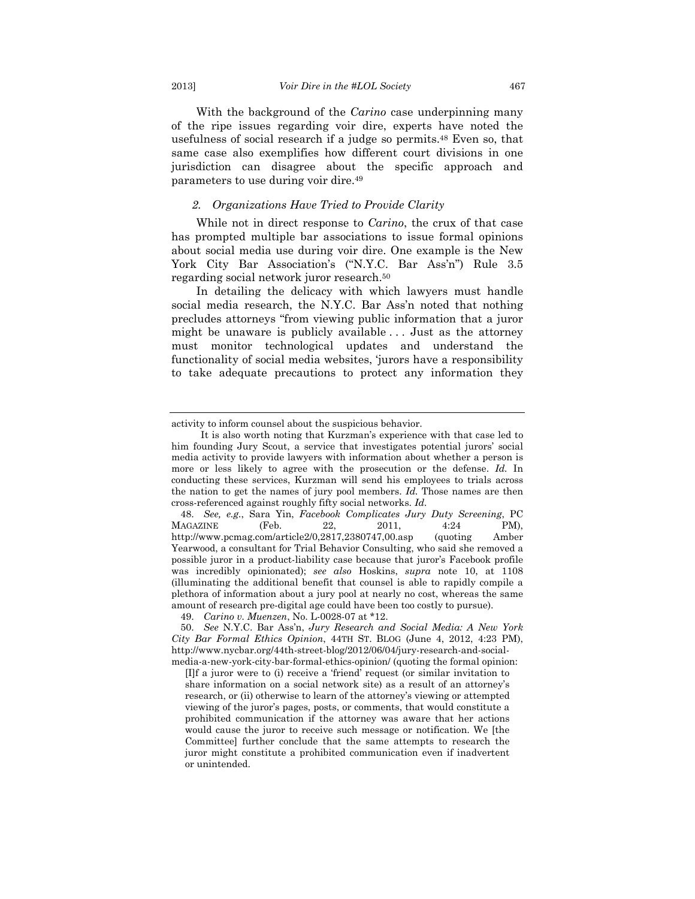With the background of the *Carino* case underpinning many of the ripe issues regarding voir dire, experts have noted the usefulness of social research if a judge so permits.[48] Even so, that same case also exemplifies how different court divisions in one jurisdiction can disagree about the specific approach and parameters to use during voir dire.[49]

### *2. Organizations Have Tried to Provide Clarity*

While not in direct response to *Carino*, the crux of that case has prompted multiple bar associations to issue formal opinions about social media use during voir dire. One example is the New York City Bar Association's ("N.Y.C. Bar Ass'n") Rule 3.5 regarding social network juror research.[50]

In detailing the delicacy with which lawyers must handle social media research, the N.Y.C. Bar Ass'n noted that nothing precludes attorneys "from viewing public information that a juror might be unaware is publicly available . . . Just as the attorney must monitor technological updates and understand the functionality of social media websites, 'jurors have a responsibility to take adequate precautions to protect any information they

---

activity to inform counsel about the suspicious behavior.

It is also worth noting that Kurzman's experience with that case led to him founding Jury Scout, a service that investigates potential jurors' social media activity to provide lawyers with information about whether a person is more or less likely to agree with the prosecution or the defense. *Id.* In conducting these services, Kurzman will send his employees to trials across the nation to get the names of jury pool members. *Id.* Those names are then cross-referenced against roughly fifty social networks. *Id.*

48. *See, e.g.*, Sara Yin, *Facebook Complicates Jury Duty Screening*, PC MAGAZINE (Feb. 22, 2011, 4:24 PM), http://www.pcmag.com/article2/0,2817,2380747,00.asp (quoting Amber Yearwood, a consultant for Trial Behavior Consulting, who said she removed a possible juror in a product-liability case because that juror's Facebook profile was incredibly opinionated); *see also* Hoskins, *supra* note 10, at 1108 (illuminating the additional benefit that counsel is able to rapidly compile a plethora of information about a jury pool at nearly no cost, whereas the same amount of research pre-digital age could have been too costly to pursue).

49. *Carino v. Muenzen*, No. L-0028-07 at *12.

50. *See* N.Y.C. Bar Ass'n, *Jury Research and Social Media: A New York City Bar Formal Ethics Opinion*, 44TH ST. BLOG (June 4, 2012, 4:23 PM), http://www.nycbar.org/44th-street-blog/2012/06/04/jury-research-and-social-media-a-new-york-city-bar-formal-ethics-opinion/ (quoting the formal opinion:

> [I]f a juror were to (i) receive a 'friend' request (or similar invitation to share information on a social network site) as a result of an attorney's research, or (ii) otherwise to learn of the attorney's viewing or attempted viewing of the juror's pages, posts, or comments, that would constitute a prohibited communication if the attorney was aware that her actions would cause the juror to receive such message or notification. We [the Committee] further conclude that the same attempts to research the juror might constitute a prohibited communication even if inadvertent or unintended.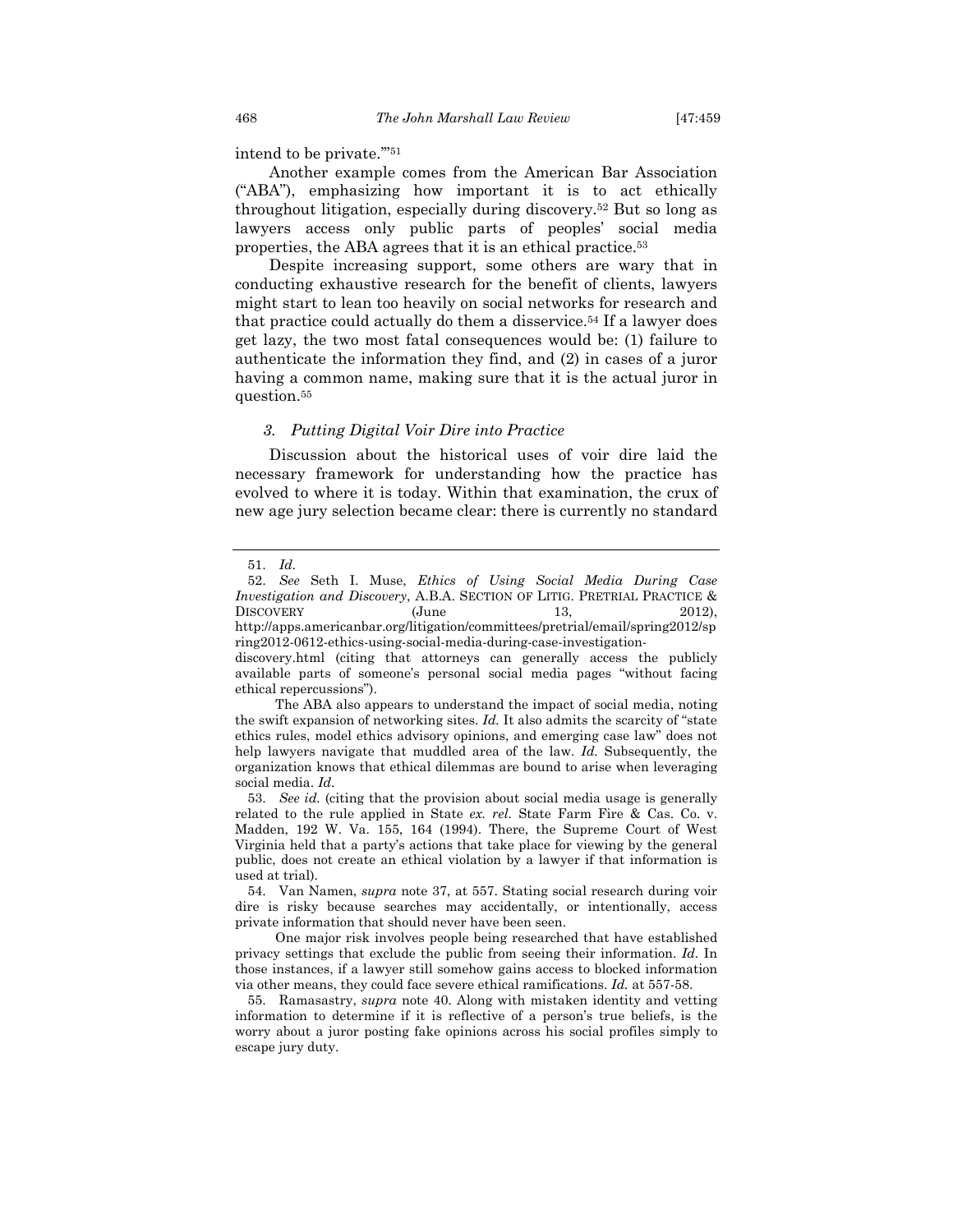intend to be private.'"[51]

Another example comes from the American Bar Association ("ABA"), emphasizing how important it is to act ethically throughout litigation, especially during discovery.[52] But so long as lawyers access only public parts of peoples' social media properties, the ABA agrees that it is an ethical practice.[53]

Despite increasing support, some others are wary that in conducting exhaustive research for the benefit of clients, lawyers might start to lean too heavily on social networks for research and that practice could actually do them a disservice.[54] If a lawyer does get lazy, the two most fatal consequences would be: (1) failure to authenticate the information they find, and (2) in cases of a juror having a common name, making sure that it is the actual juror in question.[55]

### *3. Putting Digital Voir Dire into Practice*

Discussion about the historical uses of voir dire laid the necessary framework for understanding how the practice has evolved to where it is today. Within that examination, the crux of new age jury selection became clear: there is currently no standard

---

51. *Id.*

52. *See* Seth I. Muse, *Ethics of Using Social Media During Case Investigation and Discovery*, A.B.A. SECTION OF LITIG. PRETRIAL PRACTICE & DISCOVERY (June 13, 2012), http://apps.americanbar.org/litigation/committees/pretrial/email/spring2012/spring2012-0612-ethics-using-social-media-during-case-investigation-discovery.html (citing that attorneys can generally access the publicly available parts of someone's personal social media pages "without facing ethical repercussions").

The ABA also appears to understand the impact of social media, noting the swift expansion of networking sites. *Id.* It also admits the scarcity of "state ethics rules, model ethics advisory opinions, and emerging case law" does not help lawyers navigate that muddled area of the law. *Id.* Subsequently, the organization knows that ethical dilemmas are bound to arise when leveraging social media. *Id.*

53. *See id.* (citing that the provision about social media usage is generally related to the rule applied in State *ex. rel.* State Farm Fire & Cas. Co. v. Madden, 192 W. Va. 155, 164 (1994). There, the Supreme Court of West Virginia held that a party's actions that take place for viewing by the general public, does not create an ethical violation by a lawyer if that information is used at trial).

54. Van Namen, *supra* note 37, at 557. Stating social research during voir dire is risky because searches may accidentally, or intentionally, access private information that should never have been seen.

One major risk involves people being researched that have established privacy settings that exclude the public from seeing their information. *Id.* In those instances, if a lawyer still somehow gains access to blocked information via other means, they could face severe ethical ramifications. *Id.* at 557-58.

55. Ramasastry, *supra* note 40. Along with mistaken identity and vetting information to determine if it is reflective of a person's true beliefs, is the worry about a juror posting fake opinions across his social profiles simply to escape jury duty.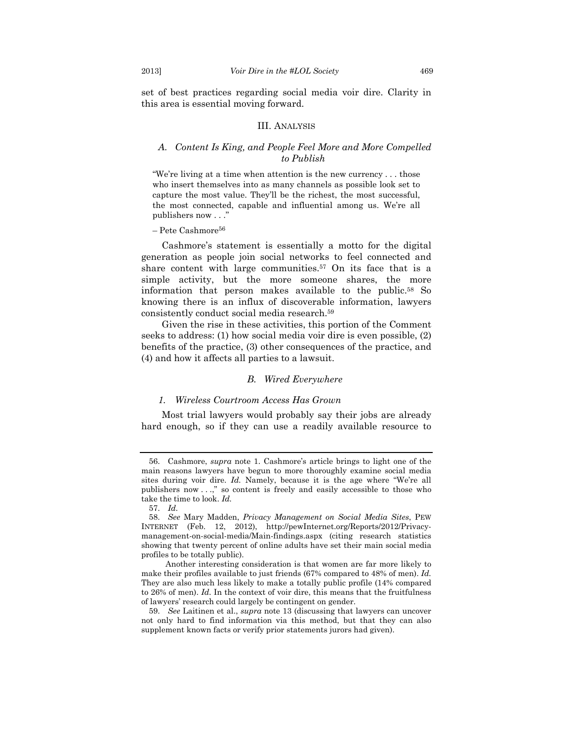set of best practices regarding social media voir dire. Clarity in this area is essential moving forward.

## III. ANALYSIS

### *A. Content Is King, and People Feel More and More Compelled to Publish*

> "We're living at a time when attention is the new currency . . . those who insert themselves into as many channels as possible look set to capture the most value. They'll be the richest, the most successful, the most connected, capable and influential among us. We're all publishers now . . ."
>
> – Pete Cashmore[56]

Cashmore's statement is essentially a motto for the digital generation as people join social networks to feel connected and share content with large communities.[57] On its face that is a simple activity, but the more someone shares, the more information that person makes available to the public.[58] So knowing there is an influx of discoverable information, lawyers consistently conduct social media research.[59]

Given the rise in these activities, this portion of the Comment seeks to address: (1) how social media voir dire is even possible, (2) benefits of the practice, (3) other consequences of the practice, and (4) and how it affects all parties to a lawsuit.

### *B. Wired Everywhere*

#### *1. Wireless Courtroom Access Has Grown*

Most trial lawyers would probably say their jobs are already hard enough, so if they can use a readily available resource to

---

56. Cashmore, *supra* note 1. Cashmore's article brings to light one of the main reasons lawyers have begun to more thoroughly examine social media sites during voir dire. *Id.* Namely, because it is the age where "We're all publishers now . . .," so content is freely and easily accessible to those who take the time to look. *Id.*

57. *Id*.

58. *See* Mary Madden, *Privacy Management on Social Media Sites*, PEW INTERNET (Feb. 12, 2012), http://pewInternet.org/Reports/2012/Privacy-management-on-social-media/Main-findings.aspx (citing research statistics showing that twenty percent of online adults have set their main social media profiles to be totally public).

Another interesting consideration is that women are far more likely to make their profiles available to just friends (67% compared to 48% of men). *Id.* They are also much less likely to make a totally public profile (14% compared to 26% of men). *Id.* In the context of voir dire, this means that the fruitfulness of lawyers' research could largely be contingent on gender.

59. *See* Laitinen et al., *supra* note 13 (discussing that lawyers can uncover not only hard to find information via this method, but that they can also supplement known facts or verify prior statements jurors had given).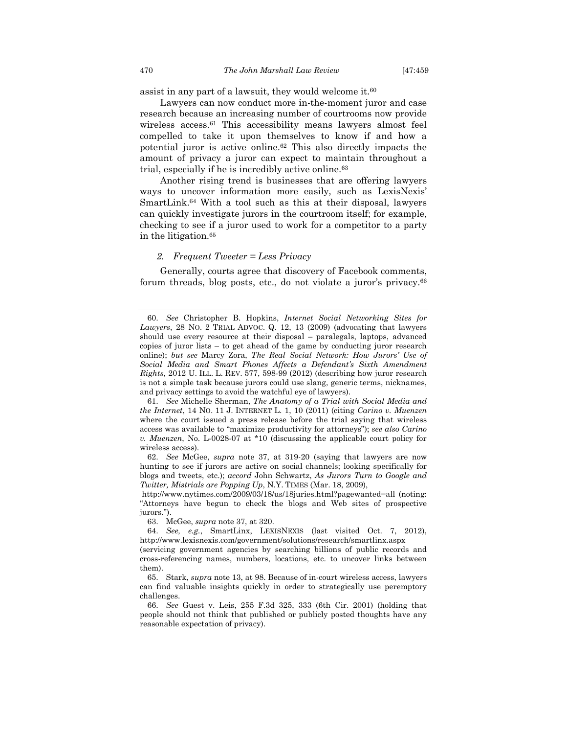assist in any part of a lawsuit, they would welcome it.[60]

Lawyers can now conduct more in-the-moment juror and case research because an increasing number of courtrooms now provide wireless access.[61] This accessibility means lawyers almost feel compelled to take it upon themselves to know if and how a potential juror is active online.[62] This also directly impacts the amount of privacy a juror can expect to maintain throughout a trial, especially if he is incredibly active online.[63]

Another rising trend is businesses that are offering lawyers ways to uncover information more easily, such as LexisNexis' SmartLink.[64] With a tool such as this at their disposal, lawyers can quickly investigate jurors in the courtroom itself; for example, checking to see if a juror used to work for a competitor to a party in the litigation.[65]

### *2. Frequent Tweeter = Less Privacy*

Generally, courts agree that discovery of Facebook comments, forum threads, blog posts, etc., do not violate a juror's privacy.[66]

---

60. *See* Christopher B. Hopkins, *Internet Social Networking Sites for Lawyers*, 28 NO. 2 TRIAL ADVOC. Q. 12, 13 (2009) (advocating that lawyers should use every resource at their disposal – paralegals, laptops, advanced copies of juror lists – to get ahead of the game by conducting juror research online); *but see* Marcy Zora, *The Real Social Network: How Jurors' Use of Social Media and Smart Phones Affects a Defendant's Sixth Amendment Rights*, 2012 U. ILL. L. REV. 577, 598-99 (2012) (describing how juror research is not a simple task because jurors could use slang, generic terms, nicknames, and privacy settings to avoid the watchful eye of lawyers).

61. *See* Michelle Sherman, *The Anatomy of a Trial with Social Media and the Internet*, 14 NO. 11 J. INTERNET L. 1, 10 (2011) (citing *Carino v. Muenzen* where the court issued a press release before the trial saying that wireless access was available to "maximize productivity for attorneys"); *see also Carino v. Muenzen*, No. L-0028-07 at \*10 (discussing the applicable court policy for wireless access).

62. *See* McGee, *supra* note 37, at 319-20 (saying that lawyers are now hunting to see if jurors are active on social channels; looking specifically for blogs and tweets, etc.); *accord* John Schwartz, *As Jurors Turn to Google and Twitter, Mistrials are Popping Up*, N.Y. TIMES (Mar. 18, 2009), http://www.nytimes.com/2009/03/18/us/18juries.html?pagewanted=all (noting: "Attorneys have begun to check the blogs and Web sites of prospective jurors.").

63. McGee, *supra* note 37, at 320.

64. *See, e.g.*, SmartLinx, LEXISNEXIS (last visited Oct. 7, 2012), http://www.lexisnexis.com/government/solutions/research/smartlinx.aspx (servicing government agencies by searching billions of public records and cross-referencing names, numbers, locations, etc. to uncover links between them).

65. Stark, *supra* note 13, at 98. Because of in-court wireless access, lawyers can find valuable insights quickly in order to strategically use peremptory challenges.

66. *See* Guest v. Leis, 255 F.3d 325, 333 (6th Cir. 2001) (holding that people should not think that published or publicly posted thoughts have any reasonable expectation of privacy).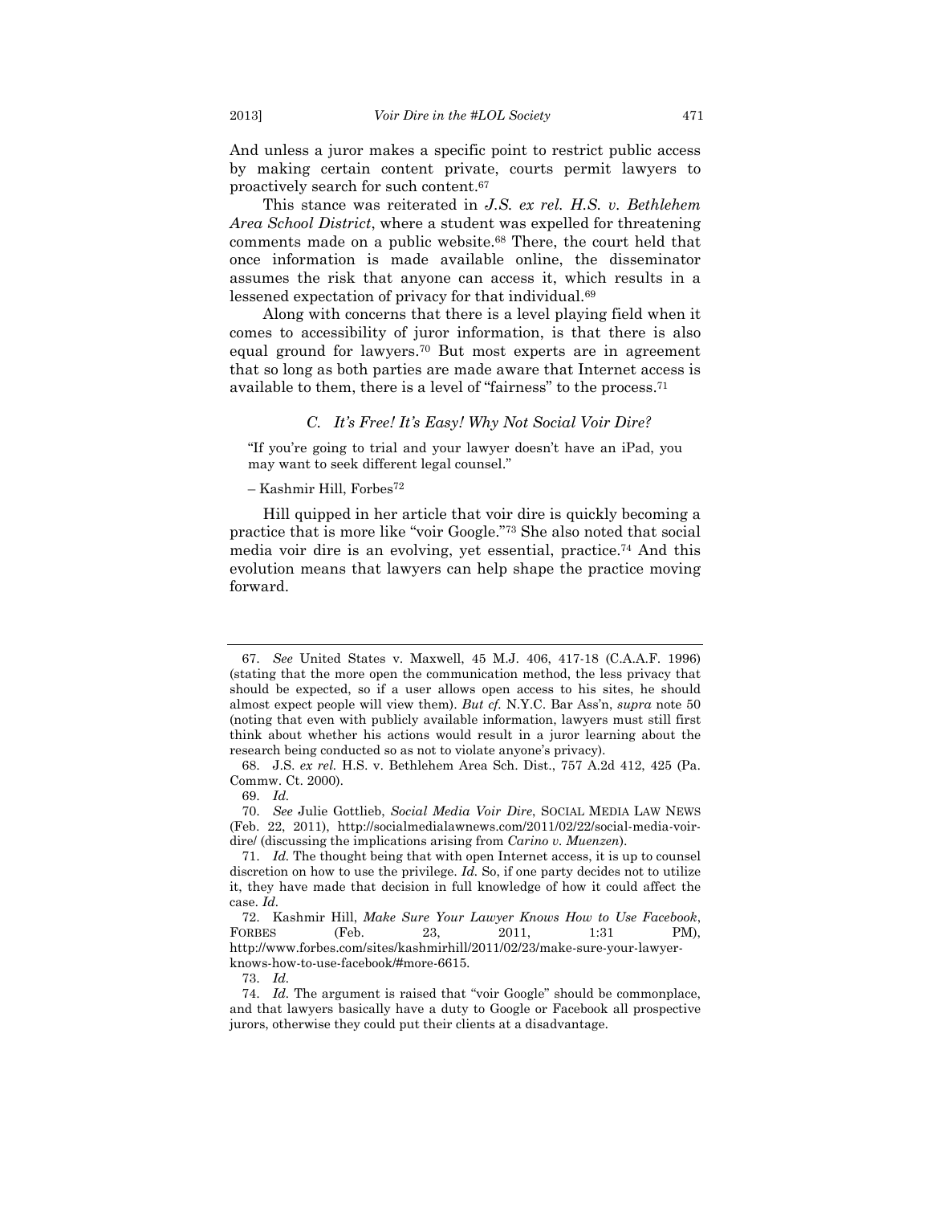And unless a juror makes a specific point to restrict public access by making certain content private, courts permit lawyers to proactively search for such content.[67]

This stance was reiterated in *J.S. ex rel. H.S. v. Bethlehem Area School District*, where a student was expelled for threatening comments made on a public website.[68] There, the court held that once information is made available online, the disseminator assumes the risk that anyone can access it, which results in a lessened expectation of privacy for that individual.[69]

Along with concerns that there is a level playing field when it comes to accessibility of juror information, is that there is also equal ground for lawyers.[70] But most experts are in agreement that so long as both parties are made aware that Internet access is available to them, there is a level of "fairness" to the process.[71]

### *C. It's Free! It's Easy! Why Not Social Voir Dire?*

> "If you're going to trial and your lawyer doesn't have an iPad, you may want to seek different legal counsel."
>
> – Kashmir Hill, Forbes[72]

Hill quipped in her article that voir dire is quickly becoming a practice that is more like "voir Google."[73] She also noted that social media voir dire is an evolving, yet essential, practice.[74] And this evolution means that lawyers can help shape the practice moving forward.

---

67. *See* United States v. Maxwell, 45 M.J. 406, 417-18 (C.A.A.F. 1996) (stating that the more open the communication method, the less privacy that should be expected, so if a user allows open access to his sites, he should almost expect people will view them). *But cf.* N.Y.C. Bar Ass'n, *supra* note 50 (noting that even with publicly available information, lawyers must still first think about whether his actions would result in a juror learning about the research being conducted so as not to violate anyone's privacy).

68. J.S. *ex rel.* H.S. v. Bethlehem Area Sch. Dist., 757 A.2d 412, 425 (Pa. Commw. Ct. 2000).

69. *Id.*

70. *See* Julie Gottlieb, *Social Media Voir Dire*, SOCIAL MEDIA LAW NEWS (Feb. 22, 2011), http://socialmedialawnews.com/2011/02/22/social-media-voir-dire/ (discussing the implications arising from *Carino v. Muenzen*).

71. *Id.* The thought being that with open Internet access, it is up to counsel discretion on how to use the privilege. *Id.* So, if one party decides not to utilize it, they have made that decision in full knowledge of how it could affect the case. *Id.*

72. Kashmir Hill, *Make Sure Your Lawyer Knows How to Use Facebook*, FORBES (Feb. 23, 2011, 1:31 PM), http://www.forbes.com/sites/kashmirhill/2011/02/23/make-sure-your-lawyer-knows-how-to-use-facebook/#more-6615.

73. *Id.*

74. *Id.* The argument is raised that "voir Google" should be commonplace, and that lawyers basically have a duty to Google or Facebook all prospective jurors, otherwise they could put their clients at a disadvantage.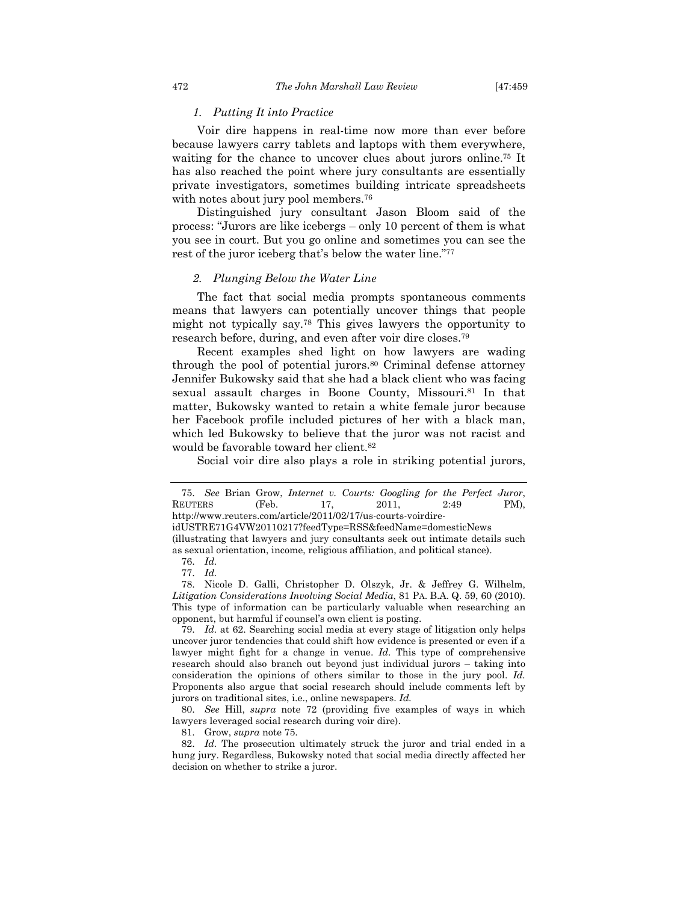### 1. *Putting It into Practice*

Voir dire happens in real-time now more than ever before because lawyers carry tablets and laptops with them everywhere, waiting for the chance to uncover clues about jurors online.[75] It has also reached the point where jury consultants are essentially private investigators, sometimes building intricate spreadsheets with notes about jury pool members.[76]

Distinguished jury consultant Jason Bloom said of the process: "Jurors are like icebergs – only 10 percent of them is what you see in court. But you go online and sometimes you can see the rest of the juror iceberg that's below the water line."[77]

### 2. *Plunging Below the Water Line*

The fact that social media prompts spontaneous comments means that lawyers can potentially uncover things that people might not typically say.[78] This gives lawyers the opportunity to research before, during, and even after voir dire closes.[79]

Recent examples shed light on how lawyers are wading through the pool of potential jurors.[80] Criminal defense attorney Jennifer Bukowsky said that she had a black client who was facing sexual assault charges in Boone County, Missouri.[81] In that matter, Bukowsky wanted to retain a white female juror because her Facebook profile included pictures of her with a black man, which led Bukowsky to believe that the juror was not racist and would be favorable toward her client.[82]

Social voir dire also plays a role in striking potential jurors,

---

75. *See* Brian Grow, *Internet v. Courts: Googling for the Perfect Juror*, REUTERS (Feb. 17, 2011, 2:49 PM), http://www.reuters.com/article/2011/02/17/us-courts-voirdire-idUSTRE71G4VW20110217?feedType=RSS&feedName=domesticNews (illustrating that lawyers and jury consultants seek out intimate details such as sexual orientation, income, religious affiliation, and political stance).

76. *Id.*

77. *Id.*

78. Nicole D. Galli, Christopher D. Olszyk, Jr. & Jeffrey G. Wilhelm, *Litigation Considerations Involving Social Media*, 81 PA. B.A. Q. 59, 60 (2010). This type of information can be particularly valuable when researching an opponent, but harmful if counsel's own client is posting.

79. *Id.* at 62. Searching social media at every stage of litigation only helps uncover juror tendencies that could shift how evidence is presented or even if a lawyer might fight for a change in venue. *Id.* This type of comprehensive research should also branch out beyond just individual jurors – taking into consideration the opinions of others similar to those in the jury pool. *Id.* Proponents also argue that social research should include comments left by jurors on traditional sites, i.e., online newspapers. *Id.*

80. *See* Hill, *supra* note 72 (providing five examples of ways in which lawyers leveraged social research during voir dire).

81. Grow, *supra* note 75.

82. *Id.* The prosecution ultimately struck the juror and trial ended in a hung jury. Regardless, Bukowsky noted that social media directly affected her decision on whether to strike a juror.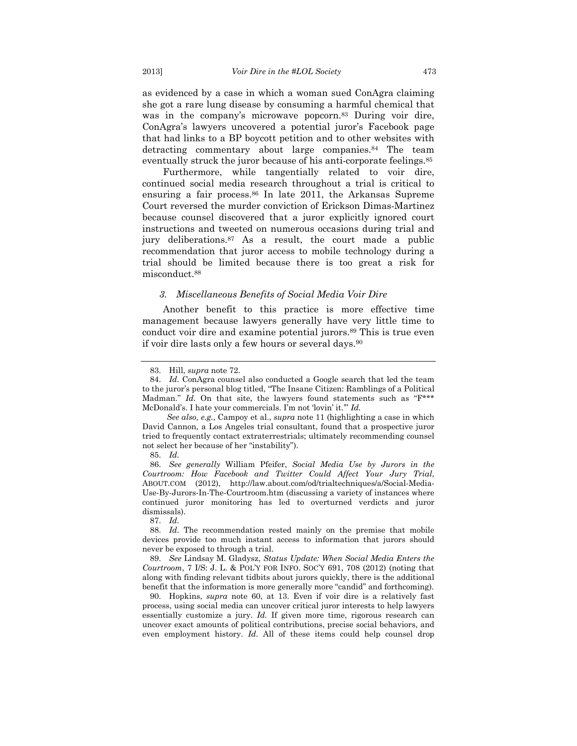as evidenced by a case in which a woman sued ConAgra claiming she got a rare lung disease by consuming a harmful chemical that was in the company's microwave popcorn.[83] During voir dire, ConAgra's lawyers uncovered a potential juror's Facebook page that had links to a BP boycott petition and to other websites with detracting commentary about large companies.[84] The team eventually struck the juror because of his anti-corporate feelings.[85]

Furthermore, while tangentially related to voir dire, continued social media research throughout a trial is critical to ensuring a fair process.[86] In late 2011, the Arkansas Supreme Court reversed the murder conviction of Erickson Dimas-Martinez because counsel discovered that a juror explicitly ignored court instructions and tweeted on numerous occasions during trial and jury deliberations.[87] As a result, the court made a public recommendation that juror access to mobile technology during a trial should be limited because there is too great a risk for misconduct.[88]

### *3. Miscellaneous Benefits of Social Media Voir Dire*

Another benefit to this practice is more effective time management because lawyers generally have very little time to conduct voir dire and examine potential jurors.[89] This is true even if voir dire lasts only a few hours or several days.[90]

---

83. Hill, *supra* note 72.

84. *Id.* ConAgra counsel also conducted a Google search that led the team to the juror's personal blog titled, "The Insane Citizen: Ramblings of a Political Madman." *Id.* On that site, the lawyers found statements such as "F*** McDonald's. I hate your commercials. I'm not 'lovin' it.'" *Id.*

*See also, e.g.*, Campoy et al., *supra* note 11 (highlighting a case in which David Cannon, a Los Angeles trial consultant, found that a prospective juror tried to frequently contact extraterrestrials; ultimately recommending counsel not select her because of her "instability").

85. *Id.*

86. *See generally* William Pfeifer, *Social Media Use by Jurors in the Courtroom: How Facebook and Twitter Could Affect Your Jury Trial*, ABOUT.COM (2012), http://law.about.com/od/trialtechniques/a/Social-Media-Use-By-Jurors-In-The-Courtroom.htm (discussing a variety of instances where continued juror monitoring has led to overturned verdicts and juror dismissals).

87. *Id.*

88. *Id.* The recommendation rested mainly on the premise that mobile devices provide too much instant access to information that jurors should never be exposed to through a trial.

89. *See* Lindsay M. Gladysz, *Status Update: When Social Media Enters the Courtroom*, 7 I/S: J. L. & POL'Y FOR INFO. SOC'Y 691, 708 (2012) (noting that along with finding relevant tidbits about jurors quickly, there is the additional benefit that the information is more generally more "candid" and forthcoming).

90. Hopkins, *supra* note 60, at 13. Even if voir dire is a relatively fast process, using social media can uncover critical juror interests to help lawyers essentially customize a jury. *Id.* If given more time, rigorous research can uncover exact amounts of political contributions, precise social behaviors, and even employment history. *Id.* All of these items could help counsel drop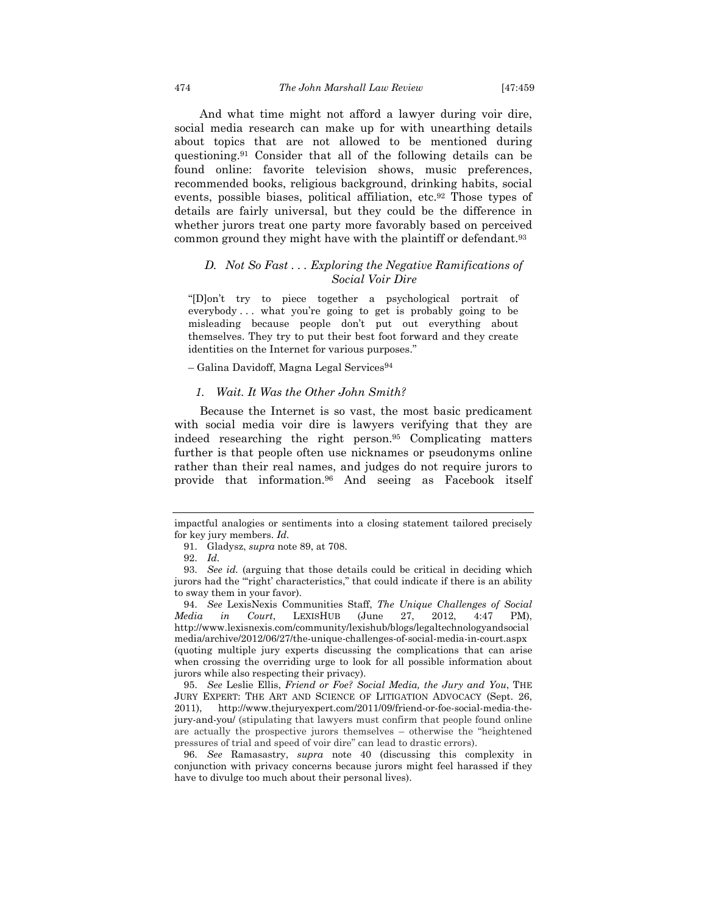And what time might not afford a lawyer during voir dire, social media research can make up for with unearthing details about topics that are not allowed to be mentioned during questioning.[91] Consider that all of the following details can be found online: favorite television shows, music preferences, recommended books, religious background, drinking habits, social events, possible biases, political affiliation, etc.[92] Those types of details are fairly universal, but they could be the difference in whether jurors treat one party more favorably based on perceived common ground they might have with the plaintiff or defendant.[93]

### *D. Not So Fast . . . Exploring the Negative Ramifications of Social Voir Dire*

> "[D]on't try to piece together a psychological portrait of everybody . . . what you're going to get is probably going to be misleading because people don't put out everything about themselves. They try to put their best foot forward and they create identities on the Internet for various purposes."
>
> – Galina Davidoff, Magna Legal Services[94]

#### *1. Wait. It Was the Other John Smith?*

Because the Internet is so vast, the most basic predicament with social media voir dire is lawyers verifying that they are indeed researching the right person.[95] Complicating matters further is that people often use nicknames or pseudonyms online rather than their real names, and judges do not require jurors to provide that information.[96] And seeing as Facebook itself

---

impactful analogies or sentiments into a closing statement tailored precisely for key jury members. *Id.*

91. Gladysz, *supra* note 89, at 708.

92. *Id.*

93. *See id.* (arguing that those details could be critical in deciding which jurors had the "'right' characteristics," that could indicate if there is an ability to sway them in your favor).

94. *See* LexisNexis Communities Staff, *The Unique Challenges of Social Media in Court*, LEXISHUB (June 27, 2012, 4:47 PM), http://www.lexisnexis.com/community/lexishub/blogs/legaltechnologyandsocialmedia/archive/2012/06/27/the-unique-challenges-of-social-media-in-court.aspx (quoting multiple jury experts discussing the complications that can arise when crossing the overriding urge to look for all possible information about jurors while also respecting their privacy).

95. *See* Leslie Ellis, *Friend or Foe? Social Media, the Jury and You*, THE JURY EXPERT: THE ART AND SCIENCE OF LITIGATION ADVOCACY (Sept. 26, 2011), http://www.thejuryexpert.com/2011/09/friend-or-foe-social-media-the-jury-and-you/ (stipulating that lawyers must confirm that people found online are actually the prospective jurors themselves – otherwise the "heightened pressures of trial and speed of voir dire" can lead to drastic errors).

96. *See* Ramasastry, *supra* note 40 (discussing this complexity in conjunction with privacy concerns because jurors might feel harassed if they have to divulge too much about their personal lives).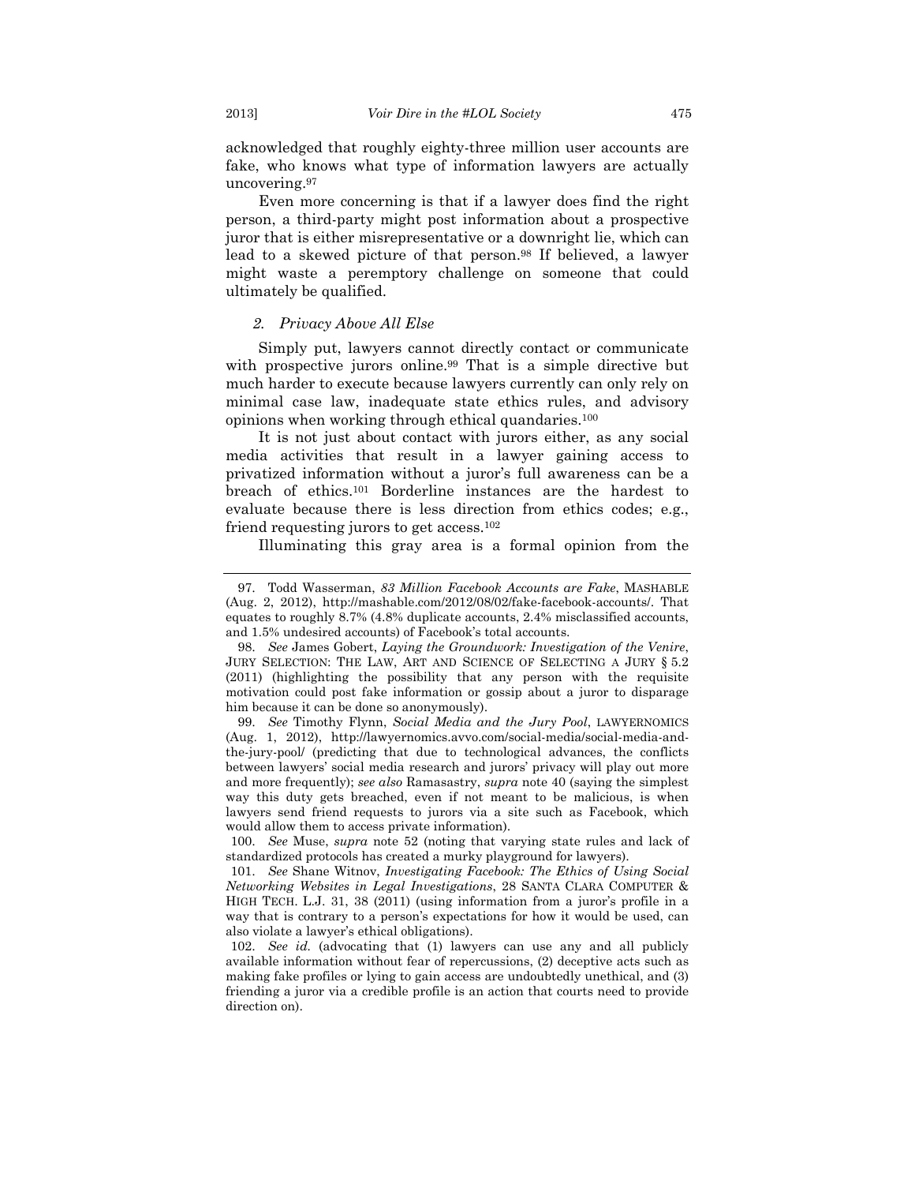acknowledged that roughly eighty-three million user accounts are fake, who knows what type of information lawyers are actually uncovering.[97]

Even more concerning is that if a lawyer does find the right person, a third-party might post information about a prospective juror that is either misrepresentative or a downright lie, which can lead to a skewed picture of that person.[98] If believed, a lawyer might waste a peremptory challenge on someone that could ultimately be qualified.

### *2. Privacy Above All Else*

Simply put, lawyers cannot directly contact or communicate with prospective jurors online.[99] That is a simple directive but much harder to execute because lawyers currently can only rely on minimal case law, inadequate state ethics rules, and advisory opinions when working through ethical quandaries.[100]

It is not just about contact with jurors either, as any social media activities that result in a lawyer gaining access to privatized information without a juror's full awareness can be a breach of ethics.[101] Borderline instances are the hardest to evaluate because there is less direction from ethics codes; e.g., friend requesting jurors to get access.[102]

Illuminating this gray area is a formal opinion from the

---

97. Todd Wasserman, *83 Million Facebook Accounts are Fake*, MASHABLE (Aug. 2, 2012), http://mashable.com/2012/08/02/fake-facebook-accounts/. That equates to roughly 8.7% (4.8% duplicate accounts, 2.4% misclassified accounts, and 1.5% undesired accounts) of Facebook's total accounts.

98. *See* James Gobert, *Laying the Groundwork: Investigation of the Venire*, JURY SELECTION: THE LAW, ART AND SCIENCE OF SELECTING A JURY § 5.2 (2011) (highlighting the possibility that any person with the requisite motivation could post fake information or gossip about a juror to disparage him because it can be done so anonymously).

99. *See* Timothy Flynn, *Social Media and the Jury Pool*, LAWYERNOMICS (Aug. 1, 2012), http://lawyernomics.avvo.com/social-media/social-media-and-the-jury-pool/ (predicting that due to technological advances, the conflicts between lawyers' social media research and jurors' privacy will play out more and more frequently); *see also* Ramasastry, *supra* note 40 (saying the simplest way this duty gets breached, even if not meant to be malicious, is when lawyers send friend requests to jurors via a site such as Facebook, which would allow them to access private information).

100. *See* Muse, *supra* note 52 (noting that varying state rules and lack of standardized protocols has created a murky playground for lawyers).

101. *See* Shane Witnov, *Investigating Facebook: The Ethics of Using Social Networking Websites in Legal Investigations*, 28 SANTA CLARA COMPUTER & HIGH TECH. L.J. 31, 38 (2011) (using information from a juror's profile in a way that is contrary to a person's expectations for how it would be used, can also violate a lawyer's ethical obligations).

102. *See id.* (advocating that (1) lawyers can use any and all publicly available information without fear of repercussions, (2) deceptive acts such as making fake profiles or lying to gain access are undoubtedly unethical, and (3) friending a juror via a credible profile is an action that courts need to provide direction on).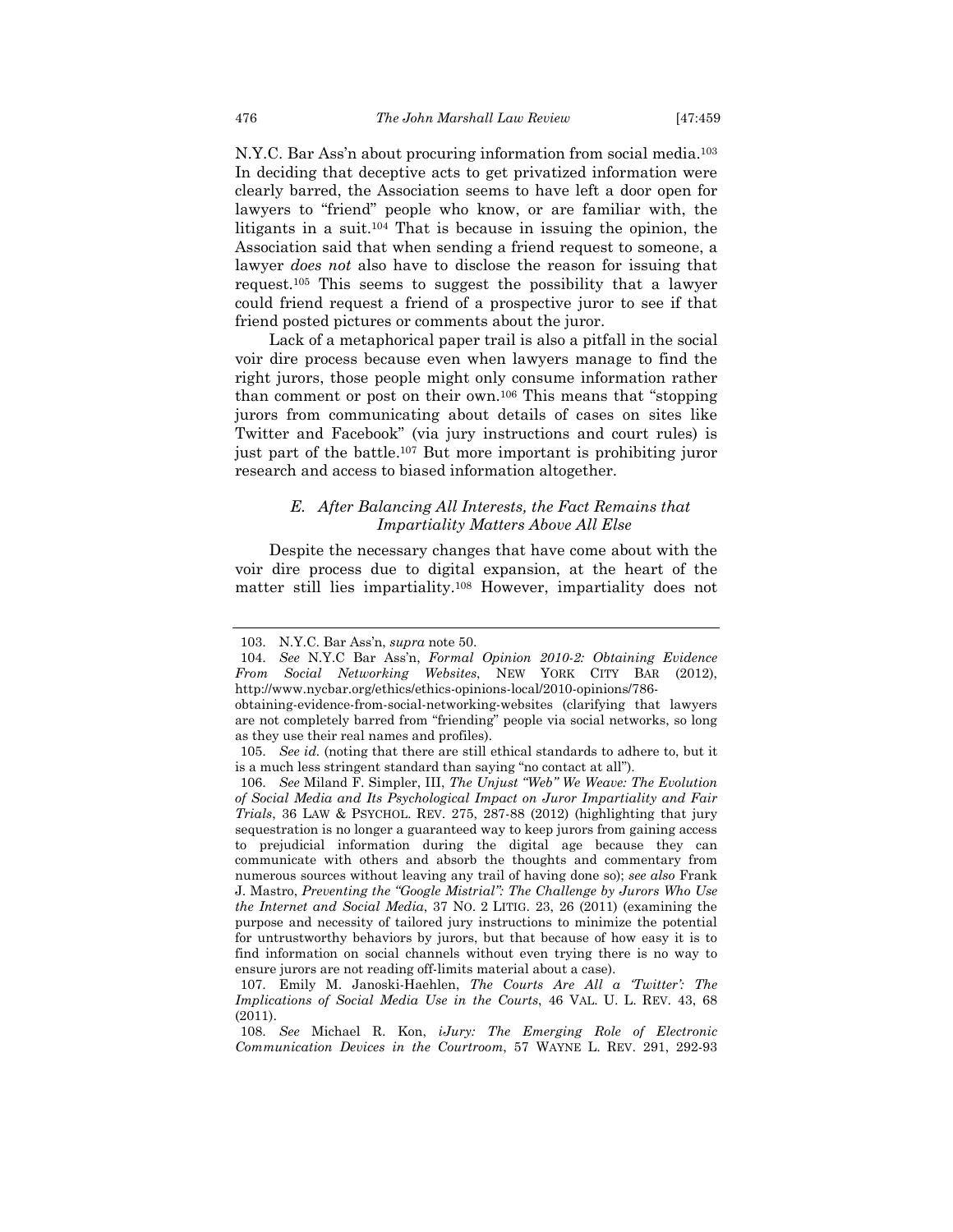N.Y.C. Bar Ass'n about procuring information from social media.[103] In deciding that deceptive acts to get privatized information were clearly barred, the Association seems to have left a door open for lawyers to "friend" people who know, or are familiar with, the litigants in a suit.[104] That is because in issuing the opinion, the Association said that when sending a friend request to someone, a lawyer *does not* also have to disclose the reason for issuing that request.[105] This seems to suggest the possibility that a lawyer could friend request a friend of a prospective juror to see if that friend posted pictures or comments about the juror.

Lack of a metaphorical paper trail is also a pitfall in the social voir dire process because even when lawyers manage to find the right jurors, those people might only consume information rather than comment or post on their own.[106] This means that "stopping jurors from communicating about details of cases on sites like Twitter and Facebook" (via jury instructions and court rules) is just part of the battle.[107] But more important is prohibiting juror research and access to biased information altogether.

### *E. After Balancing All Interests, the Fact Remains that Impartiality Matters Above All Else*

Despite the necessary changes that have come about with the voir dire process due to digital expansion, at the heart of the matter still lies impartiality.[108] However, impartiality does not

---

103. N.Y.C. Bar Ass'n, *supra* note 50.

104. *See* N.Y.C Bar Ass'n, *Formal Opinion 2010-2: Obtaining Evidence From Social Networking Websites*, NEW YORK CITY BAR (2012), http://www.nycbar.org/ethics/ethics-opinions-local/2010-opinions/786-obtaining-evidence-from-social-networking-websites (clarifying that lawyers are not completely barred from "friending" people via social networks, so long as they use their real names and profiles).

105. *See id.* (noting that there are still ethical standards to adhere to, but it is a much less stringent standard than saying "no contact at all").

106. *See* Miland F. Simpler, III, *The Unjust "Web" We Weave: The Evolution of Social Media and Its Psychological Impact on Juror Impartiality and Fair Trials*, 36 LAW & PSYCHOL. REV. 275, 287-88 (2012) (highlighting that jury sequestration is no longer a guaranteed way to keep jurors from gaining access to prejudicial information during the digital age because they can communicate with others and absorb the thoughts and commentary from numerous sources without leaving any trail of having done so); *see also* Frank J. Mastro, *Preventing the "Google Mistrial": The Challenge by Jurors Who Use the Internet and Social Media*, 37 NO. 2 LITIG. 23, 26 (2011) (examining the purpose and necessity of tailored jury instructions to minimize the potential for untrustworthy behaviors by jurors, but that because of how easy it is to find information on social channels without even trying there is no way to ensure jurors are not reading off-limits material about a case).

107. Emily M. Janoski-Haehlen, *The Courts Are All a 'Twitter': The Implications of Social Media Use in the Courts*, 46 VAL. U. L. REV. 43, 68 (2011).

108. *See* Michael R. Kon, *i-Jury: The Emerging Role of Electronic Communication Devices in the Courtroom*, 57 WAYNE L. REV. 291, 292-93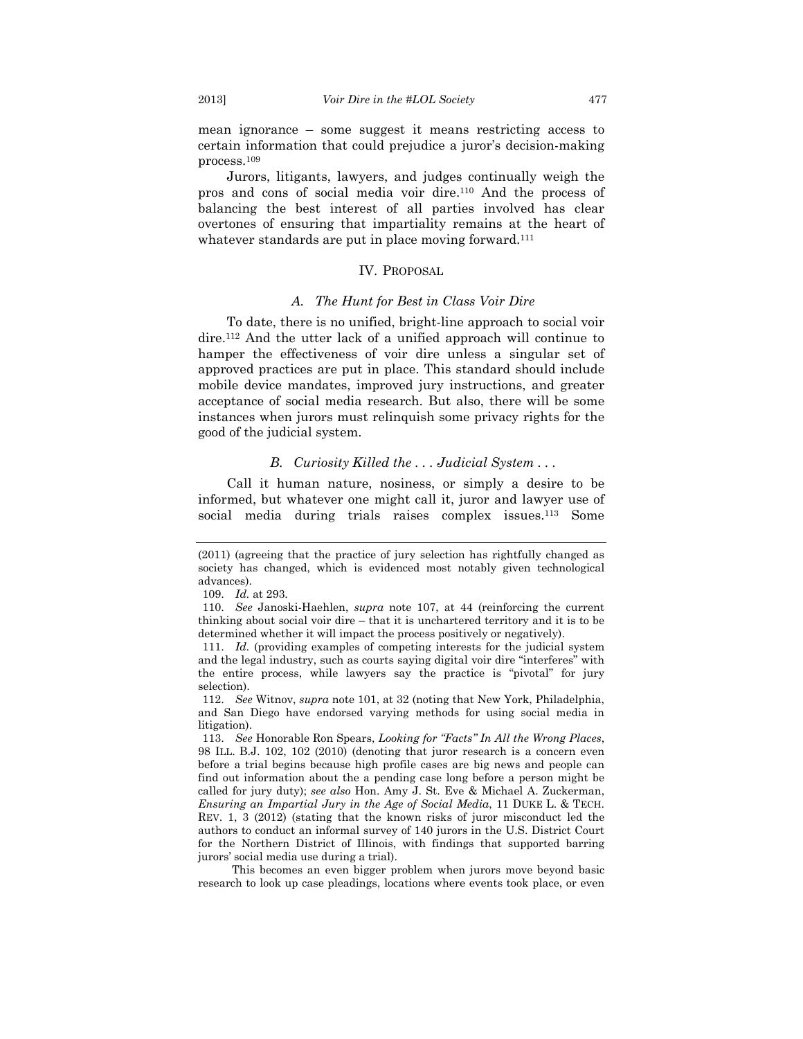mean ignorance – some suggest it means restricting access to certain information that could prejudice a juror's decision-making process.[109]

Jurors, litigants, lawyers, and judges continually weigh the pros and cons of social media voir dire.[110] And the process of balancing the best interest of all parties involved has clear overtones of ensuring that impartiality remains at the heart of whatever standards are put in place moving forward.[111]

## IV. PROPOSAL

### *A. The Hunt for Best in Class Voir Dire*

To date, there is no unified, bright-line approach to social voir dire.[112] And the utter lack of a unified approach will continue to hamper the effectiveness of voir dire unless a singular set of approved practices are put in place. This standard should include mobile device mandates, improved jury instructions, and greater acceptance of social media research. But also, there will be some instances when jurors must relinquish some privacy rights for the good of the judicial system.

### *B. Curiosity Killed the . . . Judicial System . . .*

Call it human nature, nosiness, or simply a desire to be informed, but whatever one might call it, juror and lawyer use of social media during trials raises complex issues.[113] Some

---

(2011) (agreeing that the practice of jury selection has rightfully changed as society has changed, which is evidenced most notably given technological advances).

109. *Id.* at 293.

110. *See* Janoski-Haehlen, *supra* note 107, at 44 (reinforcing the current thinking about social voir dire – that it is unchartered territory and it is to be determined whether it will impact the process positively or negatively).

111. *Id.* (providing examples of competing interests for the judicial system and the legal industry, such as courts saying digital voir dire "interferes" with the entire process, while lawyers say the practice is "pivotal" for jury selection).

112. *See* Witnov, *supra* note 101, at 32 (noting that New York, Philadelphia, and San Diego have endorsed varying methods for using social media in litigation).

113. *See* Honorable Ron Spears, *Looking for "Facts" In All the Wrong Places*, 98 ILL. B.J. 102, 102 (2010) (denoting that juror research is a concern even before a trial begins because high profile cases are big news and people can find out information about the a pending case long before a person might be called for jury duty); *see also* Hon. Amy J. St. Eve & Michael A. Zuckerman, *Ensuring an Impartial Jury in the Age of Social Media*, 11 DUKE L. & TECH. REV. 1, 3 (2012) (stating that the known risks of juror misconduct led the authors to conduct an informal survey of 140 jurors in the U.S. District Court for the Northern District of Illinois, with findings that supported barring jurors' social media use during a trial).

This becomes an even bigger problem when jurors move beyond basic research to look up case pleadings, locations where events took place, or even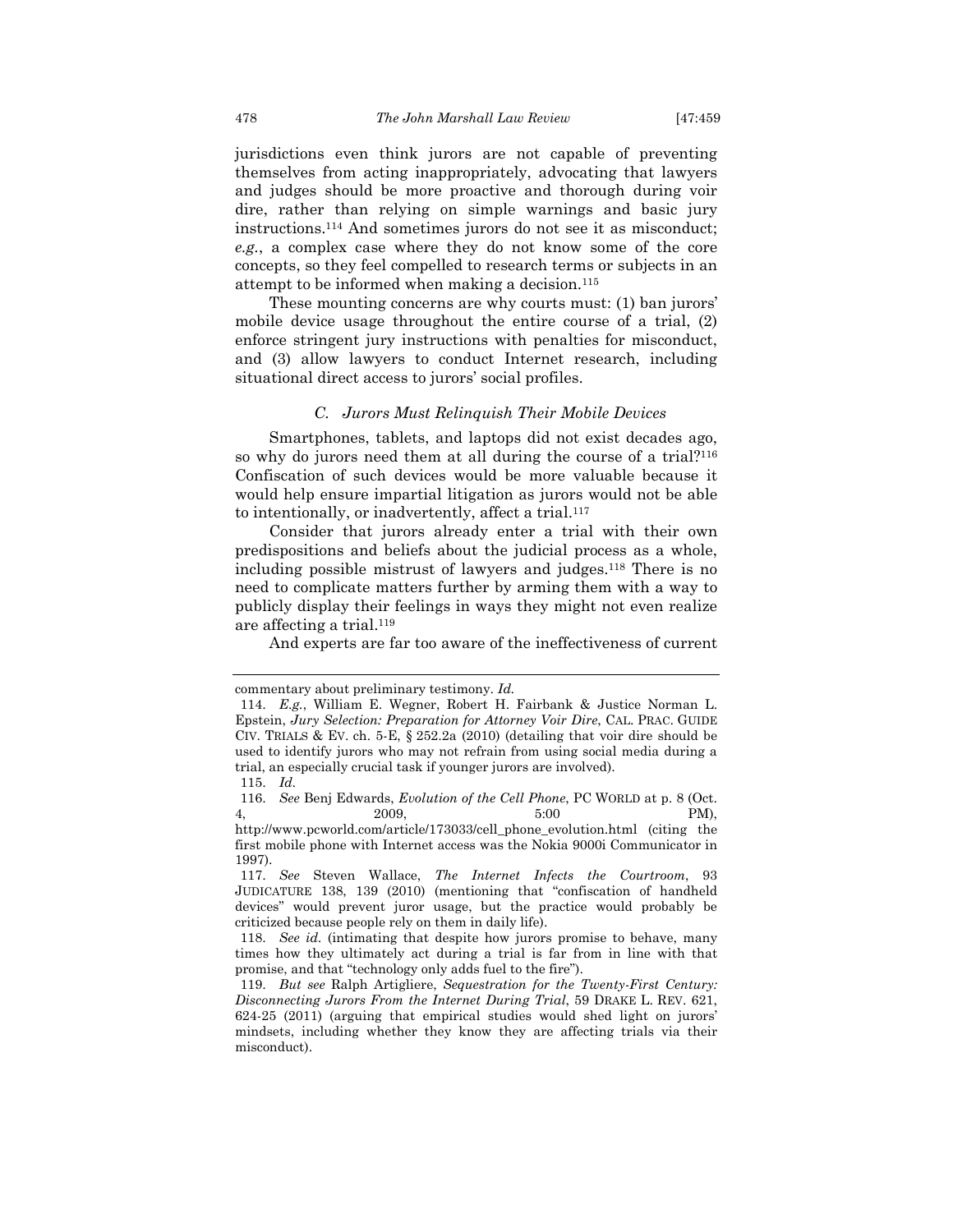jurisdictions even think jurors are not capable of preventing themselves from acting inappropriately, advocating that lawyers and judges should be more proactive and thorough during voir dire, rather than relying on simple warnings and basic jury instructions.[114] And sometimes jurors do not see it as misconduct; *e.g.*, a complex case where they do not know some of the core concepts, so they feel compelled to research terms or subjects in an attempt to be informed when making a decision.[115]

These mounting concerns are why courts must: (1) ban jurors' mobile device usage throughout the entire course of a trial, (2) enforce stringent jury instructions with penalties for misconduct, and (3) allow lawyers to conduct Internet research, including situational direct access to jurors' social profiles.

### *C. Jurors Must Relinquish Their Mobile Devices*

Smartphones, tablets, and laptops did not exist decades ago, so why do jurors need them at all during the course of a trial?[116] Confiscation of such devices would be more valuable because it would help ensure impartial litigation as jurors would not be able to intentionally, or inadvertently, affect a trial.[117]

Consider that jurors already enter a trial with their own predispositions and beliefs about the judicial process as a whole, including possible mistrust of lawyers and judges.[118] There is no need to complicate matters further by arming them with a way to publicly display their feelings in ways they might not even realize are affecting a trial.[119]

And experts are far too aware of the ineffectiveness of current

---

commentary about preliminary testimony. *Id.*

114. *E.g.*, William E. Wegner, Robert H. Fairbank & Justice Norman L. Epstein, *Jury Selection: Preparation for Attorney Voir Dire*, CAL. PRAC. GUIDE CIV. TRIALS & EV. ch. 5-E, § 252.2a (2010) (detailing that voir dire should be used to identify jurors who may not refrain from using social media during a trial, an especially crucial task if younger jurors are involved).

115. *Id.*

116. *See* Benj Edwards, *Evolution of the Cell Phone*, PC WORLD at p. 8 (Oct. 4, 2009, 5:00 PM), http://www.pcworld.com/article/173033/cell_phone_evolution.html (citing the first mobile phone with Internet access was the Nokia 9000i Communicator in 1997).

117. *See* Steven Wallace, *The Internet Infects the Courtroom*, 93 JUDICATURE 138, 139 (2010) (mentioning that "confiscation of handheld devices" would prevent juror usage, but the practice would probably be criticized because people rely on them in daily life).

118. *See id.* (intimating that despite how jurors promise to behave, many times how they ultimately act during a trial is far from in line with that promise, and that "technology only adds fuel to the fire").

119. *But see* Ralph Artigliere, *Sequestration for the Twenty-First Century: Disconnecting Jurors From the Internet During Trial*, 59 DRAKE L. REV. 621, 624-25 (2011) (arguing that empirical studies would shed light on jurors' mindsets, including whether they know they are affecting trials via their misconduct).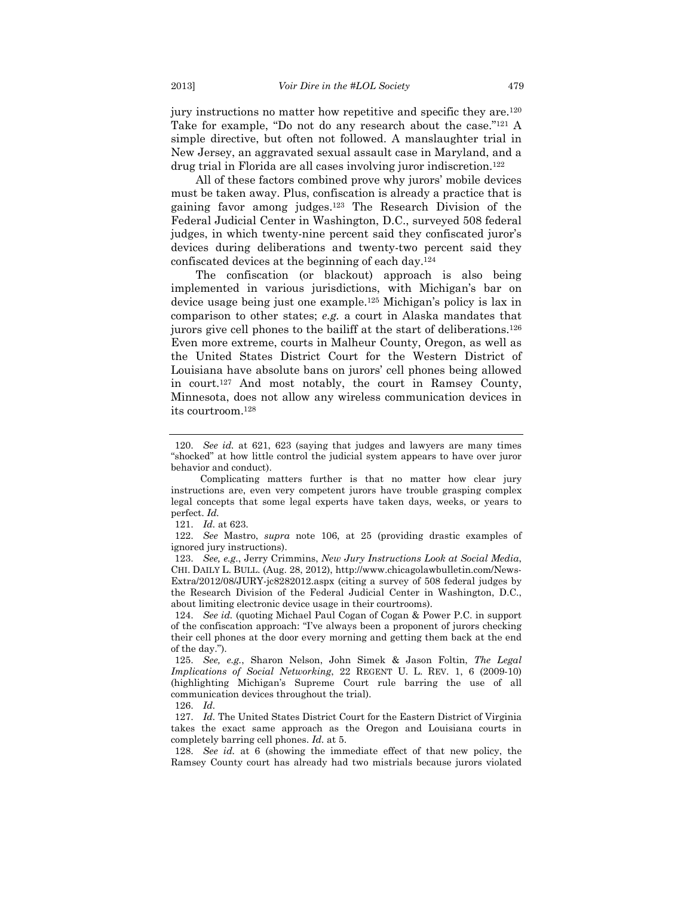jury instructions no matter how repetitive and specific they are.[120] Take for example, "Do not do any research about the case."[121] A simple directive, but often not followed. A manslaughter trial in New Jersey, an aggravated sexual assault case in Maryland, and a drug trial in Florida are all cases involving juror indiscretion.[122]

All of these factors combined prove why jurors' mobile devices must be taken away. Plus, confiscation is already a practice that is gaining favor among judges.[123] The Research Division of the Federal Judicial Center in Washington, D.C., surveyed 508 federal judges, in which twenty-nine percent said they confiscated juror's devices during deliberations and twenty-two percent said they confiscated devices at the beginning of each day.[124]

The confiscation (or blackout) approach is also being implemented in various jurisdictions, with Michigan's bar on device usage being just one example.[125] Michigan's policy is lax in comparison to other states; *e.g.* a court in Alaska mandates that jurors give cell phones to the bailiff at the start of deliberations.[126] Even more extreme, courts in Malheur County, Oregon, as well as the United States District Court for the Western District of Louisiana have absolute bans on jurors' cell phones being allowed in court.[127] And most notably, the court in Ramsey County, Minnesota, does not allow any wireless communication devices in its courtroom.[128]

---

120. *See id.* at 621, 623 (saying that judges and lawyers are many times "shocked" at how little control the judicial system appears to have over juror behavior and conduct).

Complicating matters further is that no matter how clear jury instructions are, even very competent jurors have trouble grasping complex legal concepts that some legal experts have taken days, weeks, or years to perfect. *Id.*

121. *Id.* at 623.

122. *See* Mastro, *supra* note 106, at 25 (providing drastic examples of ignored jury instructions).

123. *See, e.g.*, Jerry Crimmins, *New Jury Instructions Look at Social Media*, CHI. DAILY L. BULL. (Aug. 28, 2012), http://www.chicagolawbulletin.com/News-Extra/2012/08/JURY-jc8282012.aspx (citing a survey of 508 federal judges by the Research Division of the Federal Judicial Center in Washington, D.C., about limiting electronic device usage in their courtrooms).

124. *See id.* (quoting Michael Paul Cogan of Cogan & Power P.C. in support of the confiscation approach: "I've always been a proponent of jurors checking their cell phones at the door every morning and getting them back at the end of the day.").

125. *See, e.g.*, Sharon Nelson, John Simek & Jason Foltin, *The Legal Implications of Social Networking*, 22 REGENT U. L. REV. 1, 6 (2009-10) (highlighting Michigan's Supreme Court rule barring the use of all communication devices throughout the trial).

126. *Id.*

127. *Id.* The United States District Court for the Eastern District of Virginia takes the exact same approach as the Oregon and Louisiana courts in completely barring cell phones. *Id.* at 5.

128. *See id.* at 6 (showing the immediate effect of that new policy, the Ramsey County court has already had two mistrials because jurors violated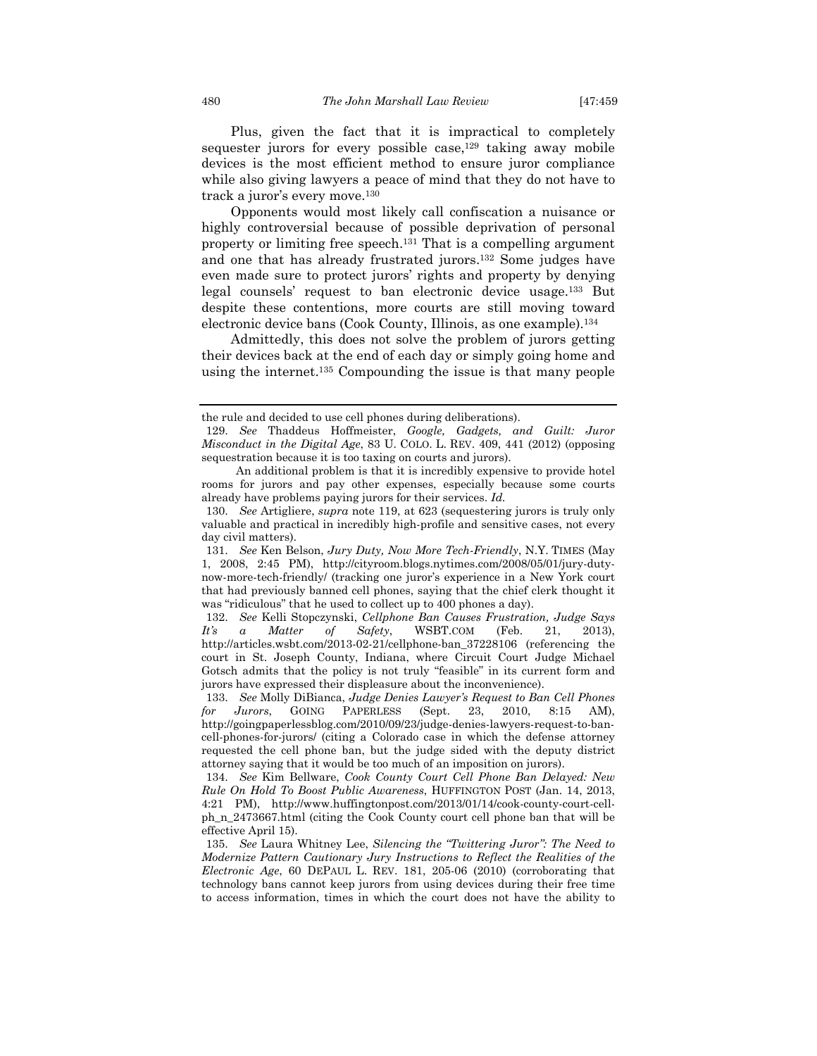Plus, given the fact that it is impractical to completely sequester jurors for every possible case,[129] taking away mobile devices is the most efficient method to ensure juror compliance while also giving lawyers a peace of mind that they do not have to track a juror's every move.[130]

Opponents would most likely call confiscation a nuisance or highly controversial because of possible deprivation of personal property or limiting free speech.[131] That is a compelling argument and one that has already frustrated jurors.[132] Some judges have even made sure to protect jurors' rights and property by denying legal counsels' request to ban electronic device usage.[133] But despite these contentions, more courts are still moving toward electronic device bans (Cook County, Illinois, as one example).[134]

Admittedly, this does not solve the problem of jurors getting their devices back at the end of each day or simply going home and using the internet.[135] Compounding the issue is that many people

---

the rule and decided to use cell phones during deliberations).

129. *See* Thaddeus Hoffmeister, *Google, Gadgets, and Guilt: Juror Misconduct in the Digital Age*, 83 U. COLO. L. REV. 409, 441 (2012) (opposing sequestration because it is too taxing on courts and jurors).

An additional problem is that it is incredibly expensive to provide hotel rooms for jurors and pay other expenses, especially because some courts already have problems paying jurors for their services. *Id.*

130. *See* Artigliere, *supra* note 119, at 623 (sequestering jurors is truly only valuable and practical in incredibly high-profile and sensitive cases, not every day civil matters).

131. *See* Ken Belson, *Jury Duty, Now More Tech-Friendly*, N.Y. TIMES (May 1, 2008, 2:45 PM), http://cityroom.blogs.nytimes.com/2008/05/01/jury-duty-now-more-tech-friendly/ (tracking one juror's experience in a New York court that had previously banned cell phones, saying that the chief clerk thought it was "ridiculous" that he used to collect up to 400 phones a day).

132. *See* Kelli Stopczynski, *Cellphone Ban Causes Frustration, Judge Says It's a Matter of Safety*, WSBT.COM (Feb. 21, 2013), http://articles.wsbt.com/2013-02-21/cellphone-ban_37228106 (referencing the court in St. Joseph County, Indiana, where Circuit Court Judge Michael Gotsch admits that the policy is not truly "feasible" in its current form and jurors have expressed their displeasure about the inconvenience).

133. *See* Molly DiBianca, *Judge Denies Lawyer's Request to Ban Cell Phones for Jurors*, GOING PAPERLESS (Sept. 23, 2010, 8:15 AM), http://goingpaperlessblog.com/2010/09/23/judge-denies-lawyers-request-to-ban-cell-phones-for-jurors/ (citing a Colorado case in which the defense attorney requested the cell phone ban, but the judge sided with the deputy district attorney saying that it would be too much of an imposition on jurors).

134. *See* Kim Bellware, *Cook County Court Cell Phone Ban Delayed: New Rule On Hold To Boost Public Awareness*, HUFFINGTON POST (Jan. 14, 2013, 4:21 PM), http://www.huffingtonpost.com/2013/01/14/cook-county-court-cell-ph_n_2473667.html (citing the Cook County court cell phone ban that will be effective April 15).

135. *See* Laura Whitney Lee, *Silencing the "Twittering Juror": The Need to Modernize Pattern Cautionary Jury Instructions to Reflect the Realities of the Electronic Age*, 60 DEPAUL L. REV. 181, 205-06 (2010) (corroborating that technology bans cannot keep jurors from using devices during their free time to access information, times in which the court does not have the ability to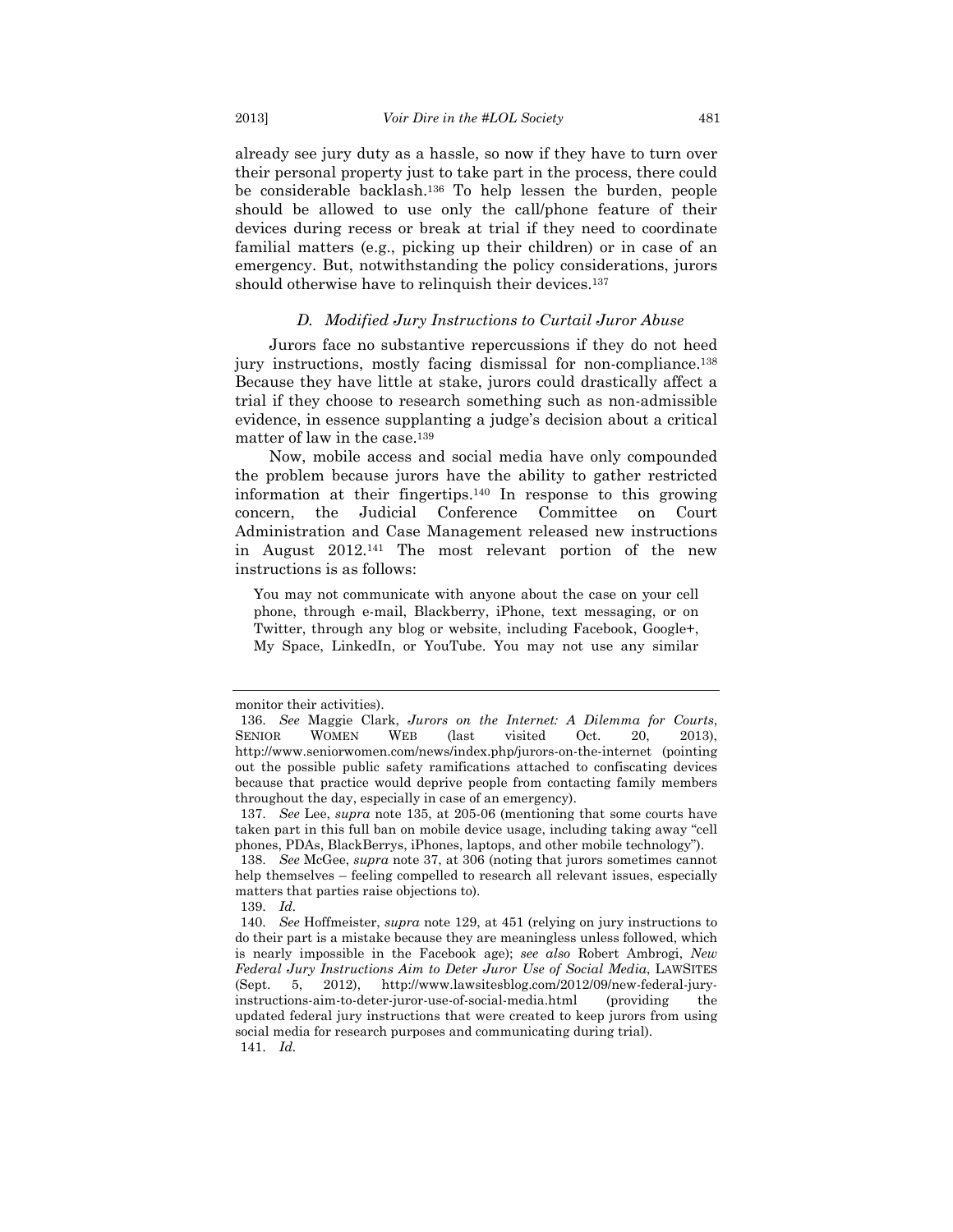already see jury duty as a hassle, so now if they have to turn over their personal property just to take part in the process, there could be considerable backlash.[136] To help lessen the burden, people should be allowed to use only the call/phone feature of their devices during recess or break at trial if they need to coordinate familial matters (e.g., picking up their children) or in case of an emergency. But, notwithstanding the policy considerations, jurors should otherwise have to relinquish their devices.[137]

### *D. Modified Jury Instructions to Curtail Juror Abuse*

Jurors face no substantive repercussions if they do not heed jury instructions, mostly facing dismissal for non-compliance.[138] Because they have little at stake, jurors could drastically affect a trial if they choose to research something such as non-admissible evidence, in essence supplanting a judge's decision about a critical matter of law in the case.[139]

Now, mobile access and social media have only compounded the problem because jurors have the ability to gather restricted information at their fingertips.[140] In response to this growing concern, the Judicial Conference Committee on Court Administration and Case Management released new instructions in August 2012.[141] The most relevant portion of the new instructions is as follows:

> You may not communicate with anyone about the case on your cell phone, through e-mail, Blackberry, iPhone, text messaging, or on Twitter, through any blog or website, including Facebook, Google+, My Space, LinkedIn, or YouTube. You may not use any similar

---

monitor their activities).

136. *See* Maggie Clark, *Jurors on the Internet: A Dilemma for Courts*, SENIOR WOMEN WEB (last visited Oct. 20, 2013), http://www.seniorwomen.com/news/index.php/jurors-on-the-internet (pointing out the possible public safety ramifications attached to confiscating devices because that practice would deprive people from contacting family members throughout the day, especially in case of an emergency).

137. *See* Lee, *supra* note 135, at 205-06 (mentioning that some courts have taken part in this full ban on mobile device usage, including taking away "cell phones, PDAs, BlackBerrys, iPhones, laptops, and other mobile technology").

138. *See* McGee, *supra* note 37, at 306 (noting that jurors sometimes cannot help themselves – feeling compelled to research all relevant issues, especially matters that parties raise objections to).

139. *Id.*

140. *See* Hoffmeister, *supra* note 129, at 451 (relying on jury instructions to do their part is a mistake because they are meaningless unless followed, which is nearly impossible in the Facebook age); *see also* Robert Ambrogi, *New Federal Jury Instructions Aim to Deter Juror Use of Social Media*, LAWSITES (Sept. 5, 2012), http://www.lawsitesblog.com/2012/09/new-federal-jury-instructions-aim-to-deter-juror-use-of-social-media.html (providing the updated federal jury instructions that were created to keep jurors from using social media for research purposes and communicating during trial).

141. *Id.*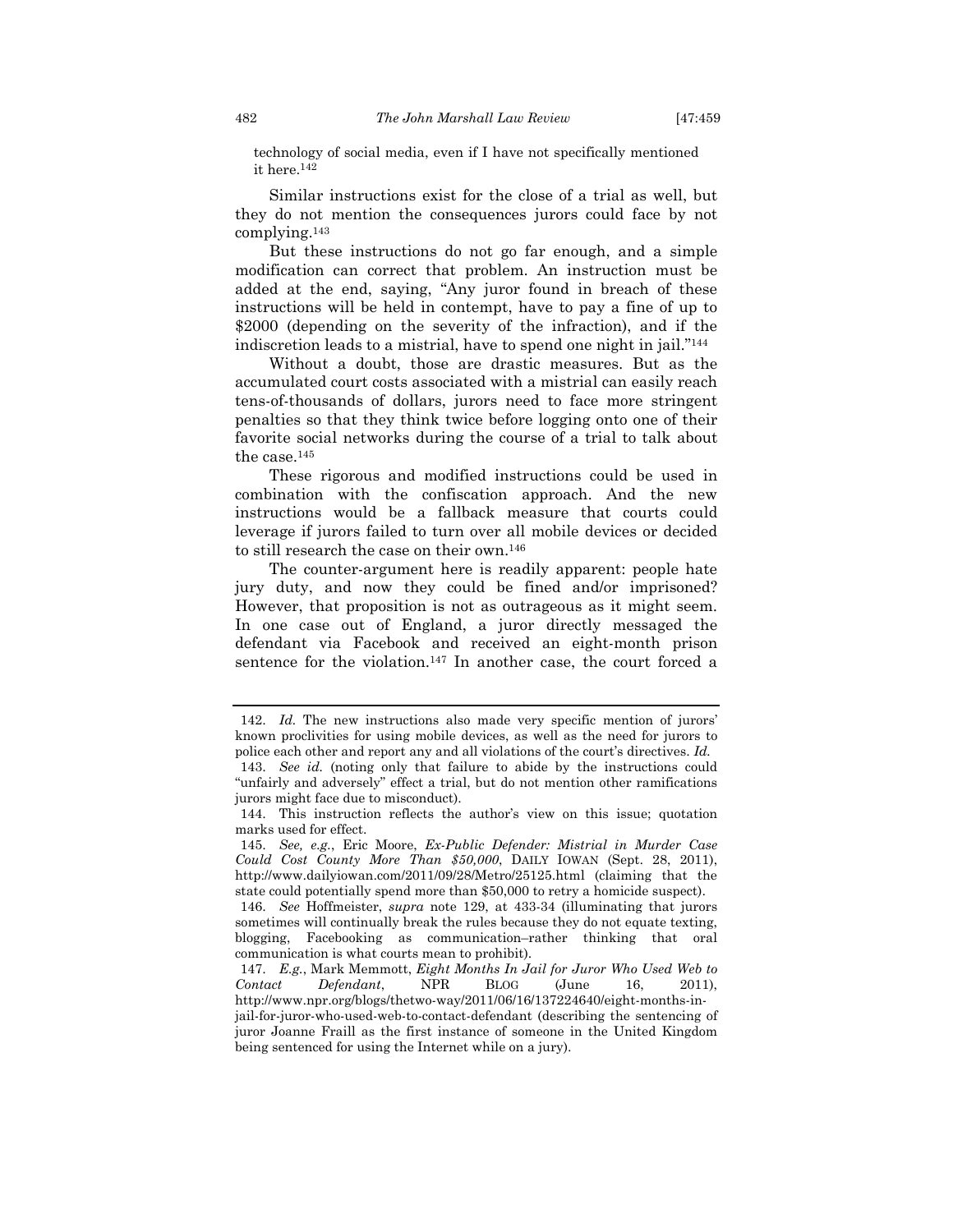technology of social media, even if I have not specifically mentioned it here.[142]

Similar instructions exist for the close of a trial as well, but they do not mention the consequences jurors could face by not complying.[143]

But these instructions do not go far enough, and a simple modification can correct that problem. An instruction must be added at the end, saying, "Any juror found in breach of these instructions will be held in contempt, have to pay a fine of up to $2000 (depending on the severity of the infraction), and if the indiscretion leads to a mistrial, have to spend one night in jail."[144]

Without a doubt, those are drastic measures. But as the accumulated court costs associated with a mistrial can easily reach tens-of-thousands of dollars, jurors need to face more stringent penalties so that they think twice before logging onto one of their favorite social networks during the course of a trial to talk about the case.[145]

These rigorous and modified instructions could be used in combination with the confiscation approach. And the new instructions would be a fallback measure that courts could leverage if jurors failed to turn over all mobile devices or decided to still research the case on their own.[146]

The counter-argument here is readily apparent: people hate jury duty, and now they could be fined and/or imprisoned? However, that proposition is not as outrageous as it might seem. In one case out of England, a juror directly messaged the defendant via Facebook and received an eight-month prison sentence for the violation.[147] In another case, the court forced a

---

142. *Id.* The new instructions also made very specific mention of jurors' known proclivities for using mobile devices, as well as the need for jurors to police each other and report any and all violations of the court's directives. *Id.*

143. *See id.* (noting only that failure to abide by the instructions could "unfairly and adversely" effect a trial, but do not mention other ramifications jurors might face due to misconduct).

144. This instruction reflects the author's view on this issue; quotation marks used for effect.

145. *See, e.g.*, Eric Moore, *Ex-Public Defender: Mistrial in Murder Case Could Cost County More Than $50,000*, DAILY IOWAN (Sept. 28, 2011), http://www.dailyiowan.com/2011/09/28/Metro/25125.html (claiming that the state could potentially spend more than $50,000 to retry a homicide suspect).

146. *See* Hoffmeister, *supra* note 129, at 433-34 (illuminating that jurors sometimes will continually break the rules because they do not equate texting, blogging, Facebooking as communication–rather thinking that oral communication is what courts mean to prohibit).

147. *E.g.*, Mark Memmott, *Eight Months In Jail for Juror Who Used Web to Contact Defendant*, NPR BLOG (June 16, 2011), http://www.npr.org/blogs/thetwo-way/2011/06/16/137224640/eight-months-in-jail-for-juror-who-used-web-to-contact-defendant (describing the sentencing of juror Joanne Fraill as the first instance of someone in the United Kingdom being sentenced for using the Internet while on a jury).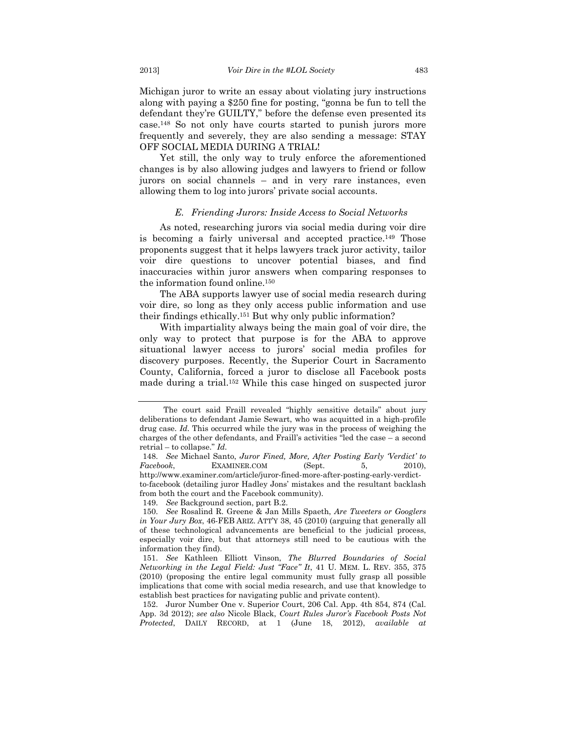Michigan juror to write an essay about violating jury instructions along with paying a $250 fine for posting, "gonna be fun to tell the defendant they're GUILTY," before the defense even presented its case.[148] So not only have courts started to punish jurors more frequently and severely, they are also sending a message: STAY OFF SOCIAL MEDIA DURING A TRIAL!

Yet still, the only way to truly enforce the aforementioned changes is by also allowing judges and lawyers to friend or follow jurors on social channels – and in very rare instances, even allowing them to log into jurors' private social accounts.

### *E. Friending Jurors: Inside Access to Social Networks*

As noted, researching jurors via social media during voir dire is becoming a fairly universal and accepted practice.[149] Those proponents suggest that it helps lawyers track juror activity, tailor voir dire questions to uncover potential biases, and find inaccuracies within juror answers when comparing responses to the information found online.[150]

The ABA supports lawyer use of social media research during voir dire, so long as they only access public information and use their findings ethically.[151] But why only public information?

With impartiality always being the main goal of voir dire, the only way to protect that purpose is for the ABA to approve situational lawyer access to jurors' social media profiles for discovery purposes. Recently, the Superior Court in Sacramento County, California, forced a juror to disclose all Facebook posts made during a trial.[152] While this case hinged on suspected juror

---

The court said Fraill revealed "highly sensitive details" about jury deliberations to defendant Jamie Sewart, who was acquitted in a high-profile drug case. *Id.* This occurred while the jury was in the process of weighing the charges of the other defendants, and Fraill's activities "led the case – a second retrial – to collapse." *Id.*

148. *See* Michael Santo, *Juror Fined, More, After Posting Early 'Verdict' to Facebook*, EXAMINER.COM (Sept. 5, 2010), http://www.examiner.com/article/juror-fined-more-after-posting-early-verdict-to-facebook (detailing juror Hadley Jons' mistakes and the resultant backlash from both the court and the Facebook community).

149. *See* Background section, part B.2.

150. *See* Rosalind R. Greene & Jan Mills Spaeth, *Are Tweeters or Googlers in Your Jury Box*, 46-FEB ARIZ. ATT'Y 38, 45 (2010) (arguing that generally all of these technological advancements are beneficial to the judicial process, especially voir dire, but that attorneys still need to be cautious with the information they find).

151. *See* Kathleen Elliott Vinson, *The Blurred Boundaries of Social Networking in the Legal Field: Just "Face" It*, 41 U. MEM. L. REV. 355, 375 (2010) (proposing the entire legal community must fully grasp all possible implications that come with social media research, and use that knowledge to establish best practices for navigating public and private content).

152. Juror Number One v. Superior Court, 206 Cal. App. 4th 854, 874 (Cal. App. 3d 2012); *see also* Nicole Black, *Court Rules Juror's Facebook Posts Not Protected*, DAILY RECORD, at 1 (June 18, 2012), *available at*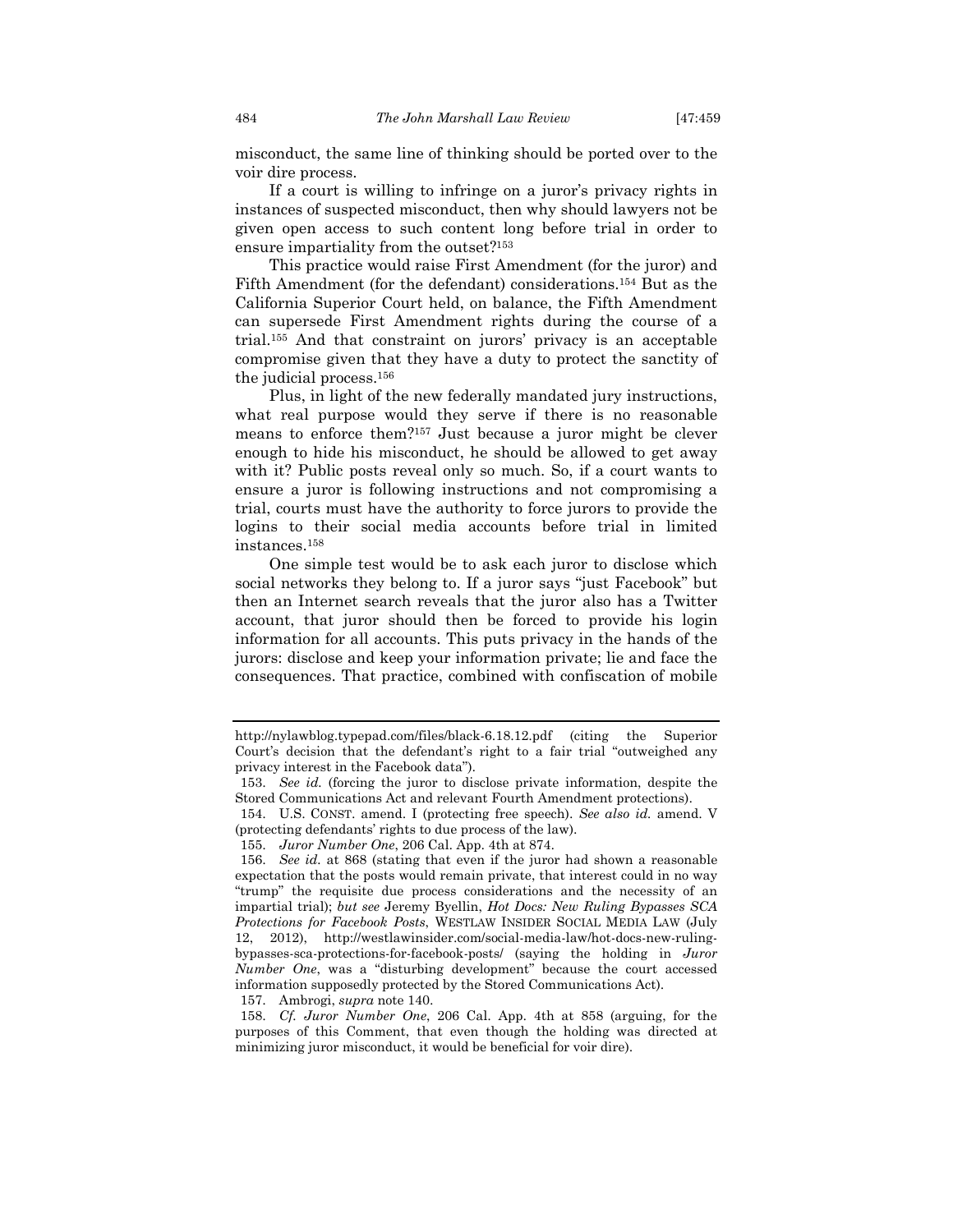misconduct, the same line of thinking should be ported over to the voir dire process.

If a court is willing to infringe on a juror's privacy rights in instances of suspected misconduct, then why should lawyers not be given open access to such content long before trial in order to ensure impartiality from the outset?[153]

This practice would raise First Amendment (for the juror) and Fifth Amendment (for the defendant) considerations.[154] But as the California Superior Court held, on balance, the Fifth Amendment can supersede First Amendment rights during the course of a trial.[155] And that constraint on jurors' privacy is an acceptable compromise given that they have a duty to protect the sanctity of the judicial process.[156]

Plus, in light of the new federally mandated jury instructions, what real purpose would they serve if there is no reasonable means to enforce them?[157] Just because a juror might be clever enough to hide his misconduct, he should be allowed to get away with it? Public posts reveal only so much. So, if a court wants to ensure a juror is following instructions and not compromising a trial, courts must have the authority to force jurors to provide the logins to their social media accounts before trial in limited instances.[158]

One simple test would be to ask each juror to disclose which social networks they belong to. If a juror says "just Facebook" but then an Internet search reveals that the juror also has a Twitter account, that juror should then be forced to provide his login information for all accounts. This puts privacy in the hands of the jurors: disclose and keep your information private; lie and face the consequences. That practice, combined with confiscation of mobile

---

http://nylawblog.typepad.com/files/black-6.18.12.pdf (citing the Superior Court's decision that the defendant's right to a fair trial "outweighed any privacy interest in the Facebook data").

153. *See id.* (forcing the juror to disclose private information, despite the Stored Communications Act and relevant Fourth Amendment protections).

154. U.S. CONST. amend. I (protecting free speech). *See also id.* amend. V (protecting defendants' rights to due process of the law).

155. *Juror Number One*, 206 Cal. App. 4th at 874.

156. *See id.* at 868 (stating that even if the juror had shown a reasonable expectation that the posts would remain private, that interest could in no way "trump" the requisite due process considerations and the necessity of an impartial trial); *but see* Jeremy Byellin, *Hot Docs: New Ruling Bypasses SCA Protections for Facebook Posts*, WESTLAW INSIDER SOCIAL MEDIA LAW (July 12, 2012), http://westlawinsider.com/social-media-law/hot-docs-new-ruling-bypasses-sca-protections-for-facebook-posts/ (saying the holding in *Juror Number One*, was a "disturbing development" because the court accessed information supposedly protected by the Stored Communications Act).

157. Ambrogi, *supra* note 140.

158. *Cf. Juror Number One*, 206 Cal. App. 4th at 858 (arguing, for the purposes of this Comment, that even though the holding was directed at minimizing juror misconduct, it would be beneficial for voir dire).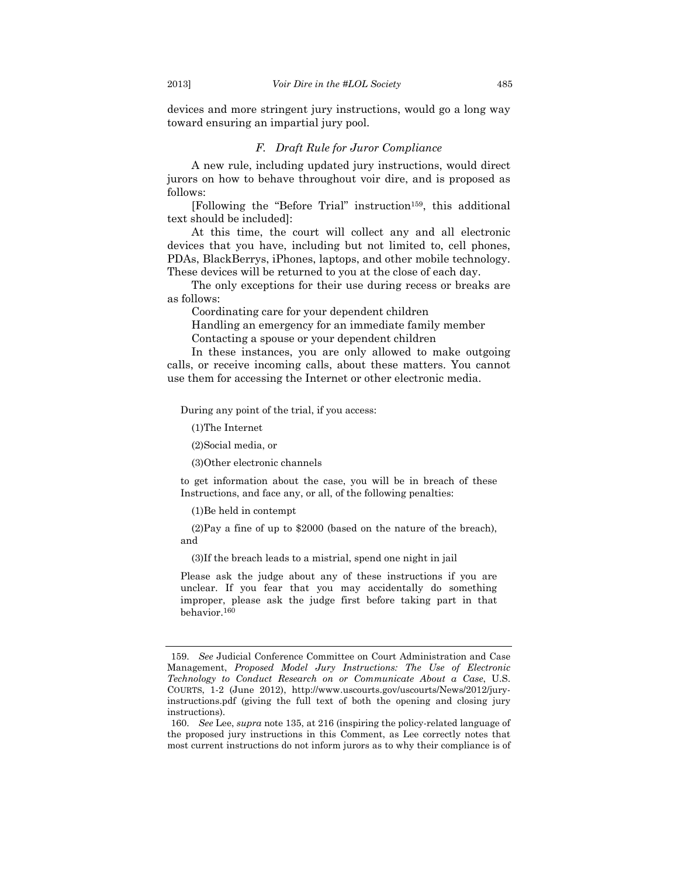devices and more stringent jury instructions, would go a long way toward ensuring an impartial jury pool.

### *F. Draft Rule for Juror Compliance*

A new rule, including updated jury instructions, would direct jurors on how to behave throughout voir dire, and is proposed as follows:

[Following the "Before Trial" instruction[159], this additional text should be included]:

At this time, the court will collect any and all electronic devices that you have, including but not limited to, cell phones, PDAs, BlackBerrys, iPhones, laptops, and other mobile technology. These devices will be returned to you at the close of each day.

The only exceptions for their use during recess or breaks are as follows:

Coordinating care for your dependent children

Handling an emergency for an immediate family member

Contacting a spouse or your dependent children

In these instances, you are only allowed to make outgoing calls, or receive incoming calls, about these matters. You cannot use them for accessing the Internet or other electronic media.

> During any point of the trial, if you access:
>
> (1)The Internet
>
> (2)Social media, or
>
> (3)Other electronic channels
>
> to get information about the case, you will be in breach of these Instructions, and face any, or all, of the following penalties:
>
> (1)Be held in contempt
>
> (2)Pay a fine of up to $2000 (based on the nature of the breach), and
>
> (3)If the breach leads to a mistrial, spend one night in jail
>
> Please ask the judge about any of these instructions if you are unclear. If you fear that you may accidentally do something improper, please ask the judge first before taking part in that behavior.[160]

---

159. *See* Judicial Conference Committee on Court Administration and Case Management, *Proposed Model Jury Instructions: The Use of Electronic Technology to Conduct Research on or Communicate About a Case*, U.S. COURTS, 1-2 (June 2012), http://www.uscourts.gov/uscourts/News/2012/jury-instructions.pdf (giving the full text of both the opening and closing jury instructions).

160. *See* Lee, *supra* note 135, at 216 (inspiring the policy-related language of the proposed jury instructions in this Comment, as Lee correctly notes that most current instructions do not inform jurors as to why their compliance is of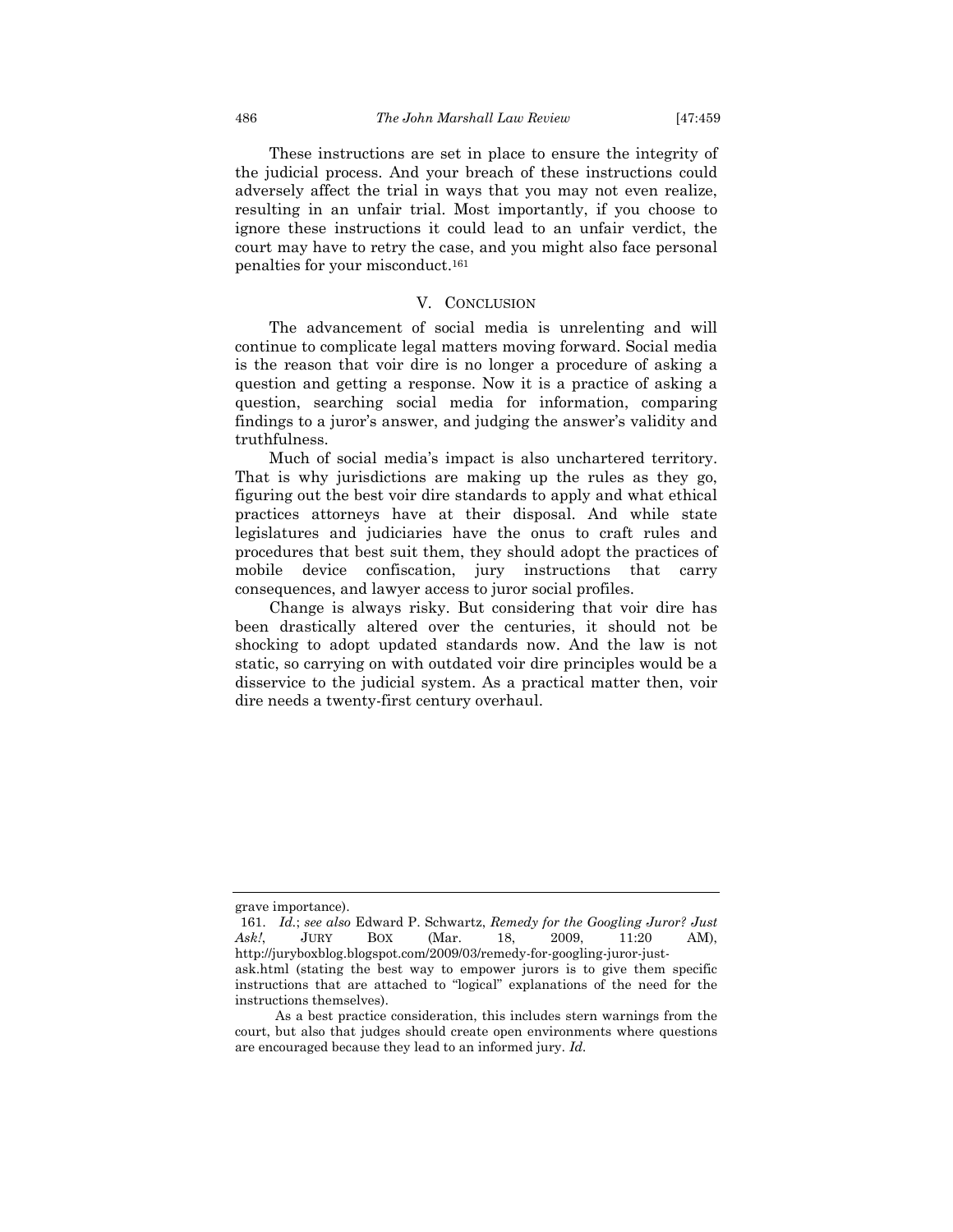These instructions are set in place to ensure the integrity of the judicial process. And your breach of these instructions could adversely affect the trial in ways that you may not even realize, resulting in an unfair trial. Most importantly, if you choose to ignore these instructions it could lead to an unfair verdict, the court may have to retry the case, and you might also face personal penalties for your misconduct.[161]

## V. CONCLUSION

The advancement of social media is unrelenting and will continue to complicate legal matters moving forward. Social media is the reason that voir dire is no longer a procedure of asking a question and getting a response. Now it is a practice of asking a question, searching social media for information, comparing findings to a juror's answer, and judging the answer's validity and truthfulness.

Much of social media's impact is also unchartered territory. That is why jurisdictions are making up the rules as they go, figuring out the best voir dire standards to apply and what ethical practices attorneys have at their disposal. And while state legislatures and judiciaries have the onus to craft rules and procedures that best suit them, they should adopt the practices of mobile device confiscation, jury instructions that carry consequences, and lawyer access to juror social profiles.

Change is always risky. But considering that voir dire has been drastically altered over the centuries, it should not be shocking to adopt updated standards now. And the law is not static, so carrying on with outdated voir dire principles would be a disservice to the judicial system. As a practical matter then, voir dire needs a twenty-first century overhaul.

---

grave importance).

161. *Id.*; *see also* Edward P. Schwartz, *Remedy for the Googling Juror? Just Ask!*, JURY BOX (Mar. 18, 2009, 11:20 AM), http://juryboxblog.blogspot.com/2009/03/remedy-for-googling-juror-just-ask.html (stating the best way to empower jurors is to give them specific instructions that are attached to "logical" explanations of the need for the instructions themselves).

As a best practice consideration, this includes stern warnings from the court, but also that judges should create open environments where questions are encouraged because they lead to an informed jury. *Id.*